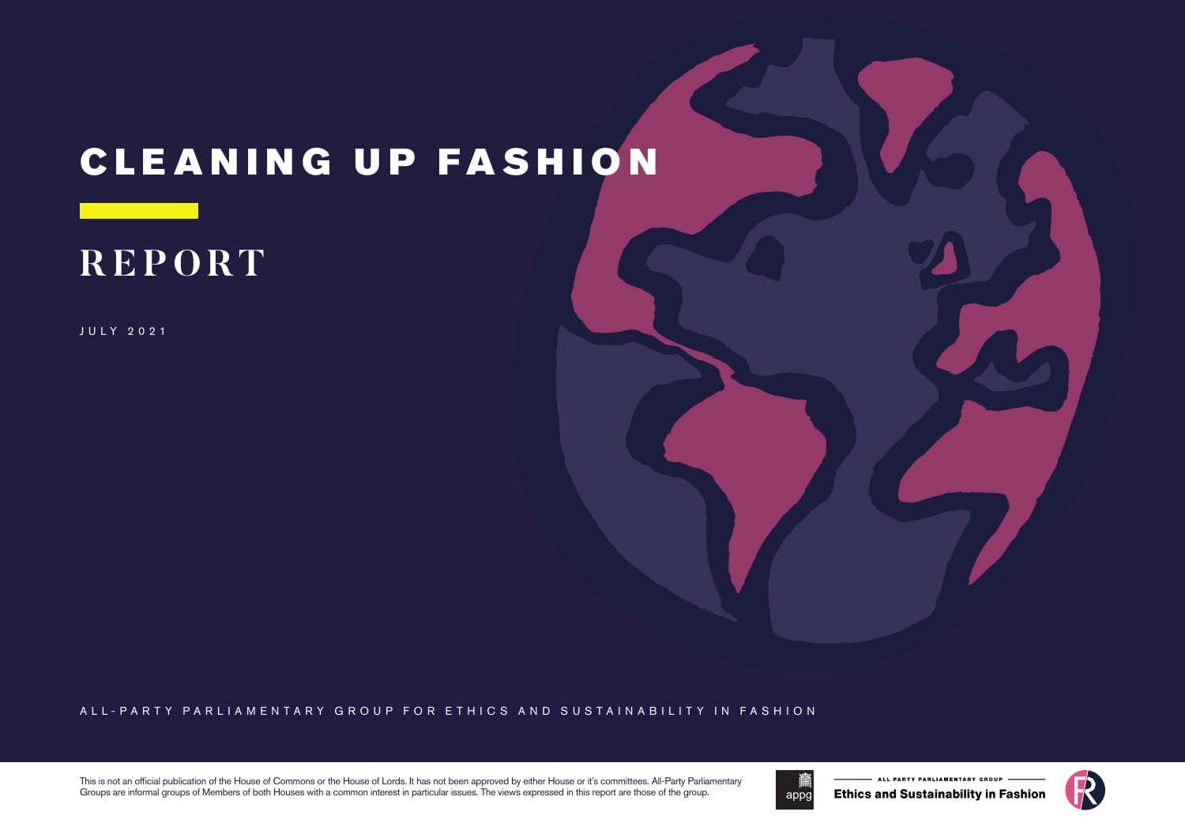# CLEANING UP FASHION

## REPORT

JULY 2021

ALL-PARTY PARLIAMENTARY GROUP FOR ETHICS AND SUSTAINABILITY IN FASHION

This is not an official publication of the House of Commons or the House of Lords. It has not been approved by either House or it's committees. All-Party Parliamentary Groups are informal groups of Members of both Houses with a common interest in particular issues. The views expressed in this report are those of the group.

appg

ALL PARTY PARLIAMENTARY GROUP

**Ethics and Sustainability in Fashion**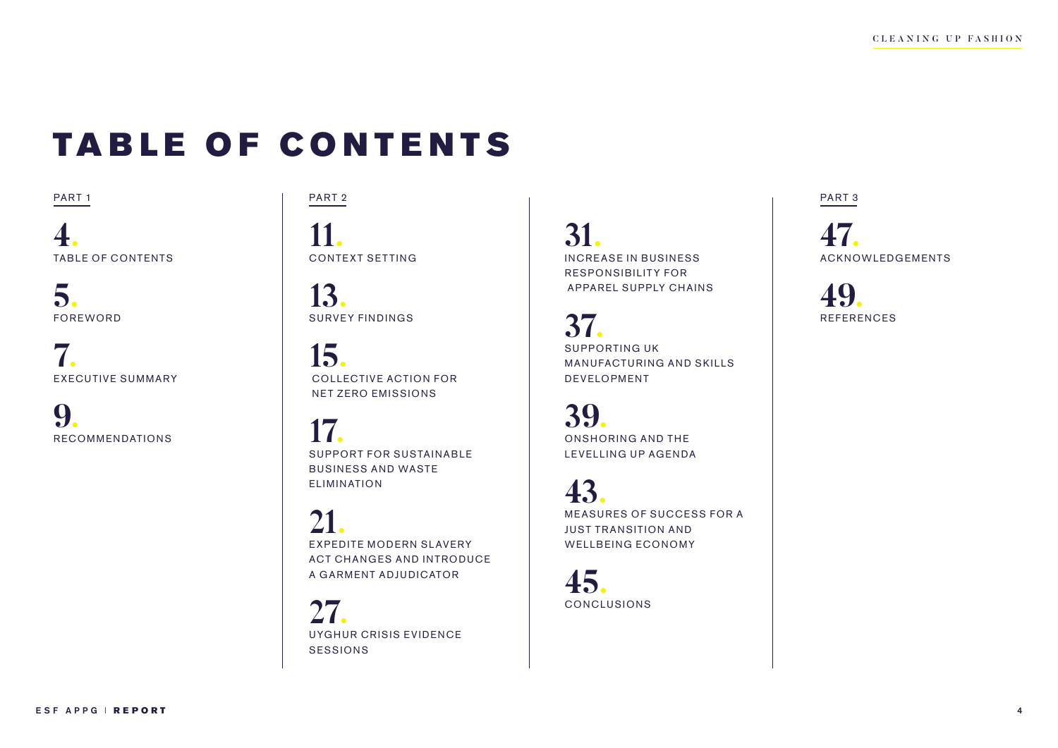# TABLE OF CONTENTS

PART 1

**4.** TABLE OF CONTENTS

**5.** FOREWORD

**7.** EXECUTIVE SUMMARY

**9.** RECOMMENDATIONS

PART 2

**11.** CONTEXT SETTING

**13.** SURVEY FINDINGS

**15.** COLLECTIVE ACTION FOR NET ZERO EMISSIONS

**17.** SUPPORT FOR SUSTAINABLE BUSINESS AND WASTE ELIMINATION

**21.** EXPEDITE MODERN SLAVERY ACT CHANGES AND INTRODUCE A GARMENT ADJUDICATOR

**27.** UYGHUR CRISIS EVIDENCE SESSIONS

**31.** INCREASE IN BUSINESS RESPONSIBILITY FOR APPAREL SUPPLY CHAINS

**37.** SUPPORTING UK MANUFACTURING AND SKILLS DEVELOPMENT

**39.** ONSHORING AND THE LEVELLING UP AGENDA

**43.** MEASURES OF SUCCESS FOR A JUST TRANSITION AND WELLBEING ECONOMY

**45.** CONCLUSIONS

PART 3

**47.** ACKNOWLEDGEMENTS

**49.** REFERENCES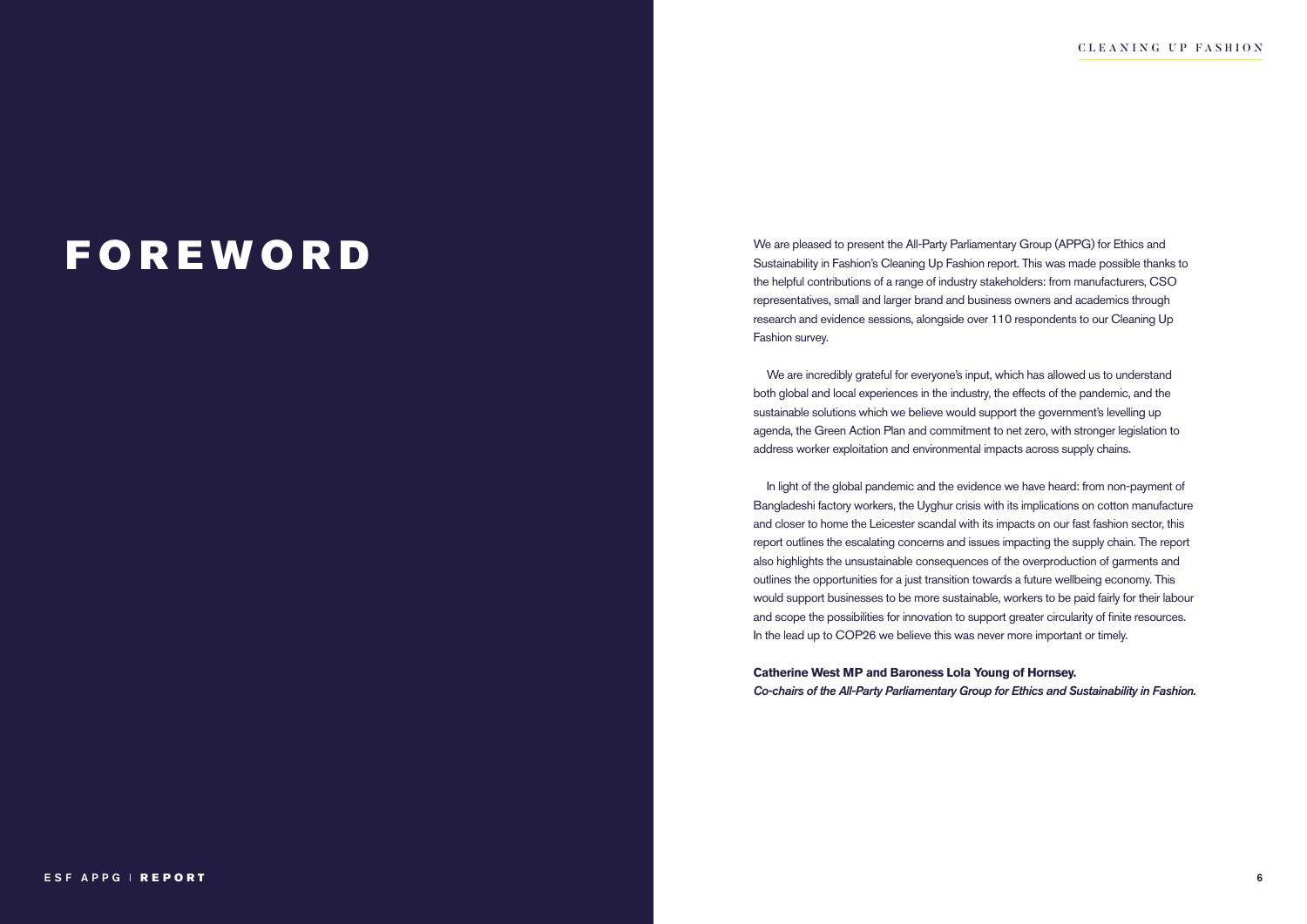# FOREWORD

We are pleased to present the All-Party Parliamentary Group (APPG) for Ethics and Sustainability in Fashion's Cleaning Up Fashion report. This was made possible thanks to the helpful contributions of a range of industry stakeholders: from manufacturers, CSO representatives, small and larger brand and business owners and academics through research and evidence sessions, alongside over 110 respondents to our Cleaning Up Fashion survey.

We are incredibly grateful for everyone's input, which has allowed us to understand both global and local experiences in the industry, the effects of the pandemic, and the sustainable solutions which we believe would support the government's levelling up agenda, the Green Action Plan and commitment to net zero, with stronger legislation to address worker exploitation and environmental impacts across supply chains.

In light of the global pandemic and the evidence we have heard: from non-payment of Bangladeshi factory workers, the Uyghur crisis with its implications on cotton manufacture and closer to home the Leicester scandal with its impacts on our fast fashion sector, this report outlines the escalating concerns and issues impacting the supply chain. The report also highlights the unsustainable consequences of the overproduction of garments and outlines the opportunities for a just transition towards a future wellbeing economy. This would support businesses to be more sustainable, workers to be paid fairly for their labour and scope the possibilities for innovation to support greater circularity of finite resources. In the lead up to COP26 we believe this was never more important or timely.

**Catherine West MP and Baroness Lola Young of Hornsey.**
***Co-chairs of the All-Party Parliamentary Group for Ethics and Sustainability in Fashion.***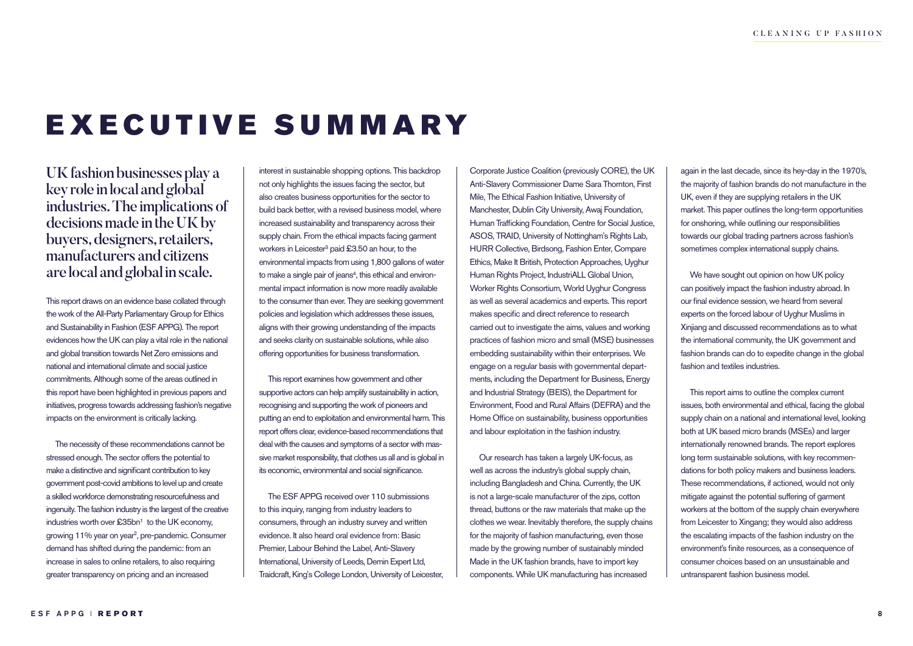# EXECUTIVE SUMMARY

## UK fashion businesses play a key role in local and global industries. The implications of decisions made in the UK by buyers, designers, retailers, manufacturers and citizens are local and global in scale.

This report draws on an evidence base collated through the work of the All-Party Parliamentary Group for Ethics and Sustainability in Fashion (ESF APPG). The report evidences how the UK can play a vital role in the national and global transition towards Net Zero emissions and national and international climate and social justice commitments. Although some of the areas outlined in this report have been highlighted in previous papers and initiatives, progress towards addressing fashion's negative impacts on the environment is critically lacking.

The necessity of these recommendations cannot be stressed enough. The sector offers the potential to make a distinctive and significant contribution to key government post-covid ambitions to level up and create a skilled workforce demonstrating resourcefulness and ingenuity. The fashion industry is the largest of the creative industries worth over £35bn[1] to the UK economy, growing 11% year on year[2], pre-pandemic. Consumer demand has shifted during the pandemic: from an increase in sales to online retailers, to also requiring greater transparency on pricing and an increased interest in sustainable shopping options. This backdrop not only highlights the issues facing the sector, but also creates business opportunities for the sector to build back better, with a revised business model, where increased sustainability and transparency across their supply chain. From the ethical impacts facing garment workers in Leicester[3] paid £3.50 an hour, to the environmental impacts from using 1,800 gallons of water to make a single pair of jeans[4], this ethical and environmental impact information is now more readily available to the consumer than ever. They are seeking government policies and legislation which addresses these issues, aligns with their growing understanding of the impacts and seeks clarity on sustainable solutions, while also offering opportunities for business transformation.

This report examines how government and other supportive actors can help amplify sustainability in action, recognising and supporting the work of pioneers and putting an end to exploitation and environmental harm. This report offers clear, evidence-based recommendations that deal with the causes and symptoms of a sector with massive market responsibility, that clothes us all and is global in its economic, environmental and social significance.

The ESF APPG received over 110 submissions to this inquiry, ranging from industry leaders to consumers, through an industry survey and written evidence. It also heard oral evidence from: Basic Premier, Labour Behind the Label, Anti-Slavery International, University of Leeds, Demin Expert Ltd, Traidcraft, King's College London, University of Leicester, Corporate Justice Coalition (previously CORE), the UK Anti-Slavery Commissioner Dame Sara Thornton, First Mile, The Ethical Fashion Initiative, University of Manchester, Dublin City University, Awaj Foundation, Human Trafficking Foundation, Centre for Social Justice, ASOS, TRAID, University of Nottingham's Rights Lab, HURR Collective, Birdsong, Fashion Enter, Compare Ethics, Make It British, Protection Approaches, Uyghur Human Rights Project, IndustriALL Global Union, Worker Rights Consortium, World Uyghur Congress as well as several academics and experts. This report makes specific and direct reference to research carried out to investigate the aims, values and working practices of fashion micro and small (MSE) businesses embedding sustainability within their enterprises. We engage on a regular basis with governmental departments, including the Department for Business, Energy and Industrial Strategy (BEIS), the Department for Environment, Food and Rural Affairs (DEFRA) and the Home Office on sustainability, business opportunities and labour exploitation in the fashion industry.

Our research has taken a largely UK-focus, as well as across the industry's global supply chain, including Bangladesh and China. Currently, the UK is not a large-scale manufacturer of the zips, cotton thread, buttons or the raw materials that make up the clothes we wear. Inevitably therefore, the supply chains for the majority of fashion manufacturing, even those made by the growing number of sustainably minded Made in the UK fashion brands, have to import key components. While UK manufacturing has increased again in the last decade, since its hey-day in the 1970's, the majority of fashion brands do not manufacture in the UK, even if they are supplying retailers in the UK market. This paper outlines the long-term opportunities for onshoring, while outlining our responsibilities towards our global trading partners across fashion's sometimes complex international supply chains.

We have sought out opinion on how UK policy can positively impact the fashion industry abroad. In our final evidence session, we heard from several experts on the forced labour of Uyghur Muslims in Xinjiang and discussed recommendations as to what the international community, the UK government and fashion brands can do to expedite change in the global fashion and textiles industries.

This report aims to outline the complex current issues, both environmental and ethical, facing the global supply chain on a national and international level, looking both at UK based micro brands (MSEs) and larger internationally renowned brands. The report explores long term sustainable solutions, with key recommendations for both policy makers and business leaders. These recommendations, if actioned, would not only mitigate against the potential suffering of garment workers at the bottom of the supply chain everywhere from Leicester to Xingang; they would also address the escalating impacts of the fashion industry on the environment's finite resources, as a consequence of consumer choices based on an unsustainable and untransparent fashion business model.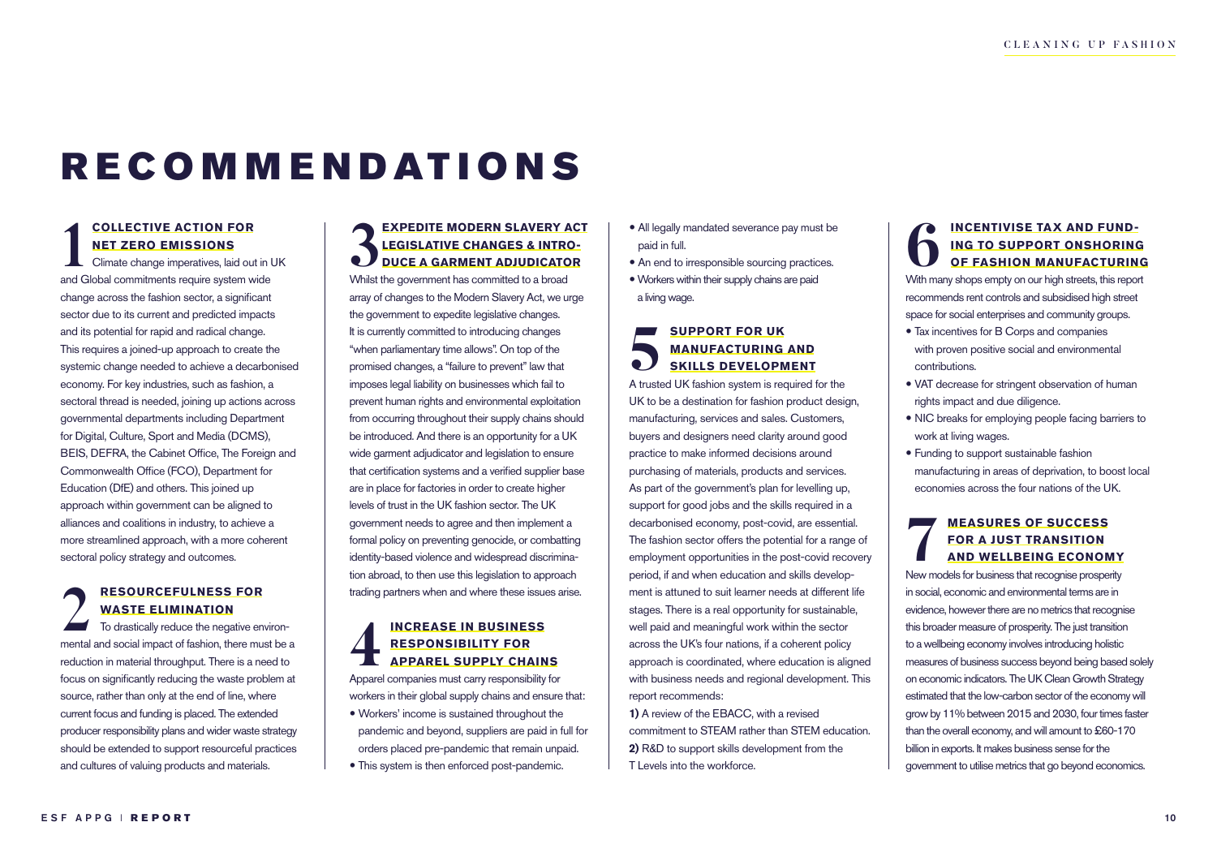# RECOMMENDATIONS

## 1 COLLECTIVE ACTION FOR NET ZERO EMISSIONS

Climate change imperatives, laid out in UK and Global commitments require system wide change across the fashion sector, a significant sector due to its current and predicted impacts and its potential for rapid and radical change. This requires a joined-up approach to create the systemic change needed to achieve a decarbonised economy. For key industries, such as fashion, a sectoral thread is needed, joining up actions across governmental departments including Department for Digital, Culture, Sport and Media (DCMS), BEIS, DEFRA, the Cabinet Office, The Foreign and Commonwealth Office (FCO), Department for Education (DfE) and others. This joined up approach within government can be aligned to alliances and coalitions in industry, to achieve a more streamlined approach, with a more coherent sectoral policy strategy and outcomes.

## 2 RESOURCEFULNESS FOR WASTE ELIMINATION

To drastically reduce the negative environmental and social impact of fashion, there must be a reduction in material throughput. There is a need to focus on significantly reducing the waste problem at source, rather than only at the end of line, where current focus and funding is placed. The extended producer responsibility plans and wider waste strategy should be extended to support resourceful practices and cultures of valuing products and materials.

## 3 EXPEDITE MODERN SLAVERY ACT LEGISLATIVE CHANGES & INTRODUCE A GARMENT ADJUDICATOR

Whilst the government has committed to a broad array of changes to the Modern Slavery Act, we urge the government to expedite legislative changes. It is currently committed to introducing changes "when parliamentary time allows". On top of the promised changes, a "failure to prevent" law that imposes legal liability on businesses which fail to prevent human rights and environmental exploitation from occurring throughout their supply chains should be introduced. And there is an opportunity for a UK wide garment adjudicator and legislation to ensure that certification systems and a verified supplier base are in place for factories in order to create higher levels of trust in the UK fashion sector. The UK government needs to agree and then implement a formal policy on preventing genocide, or combatting identity-based violence and widespread discrimination abroad, to then use this legislation to approach trading partners when and where these issues arise.

## 4 INCREASE IN BUSINESS RESPONSIBILITY FOR APPAREL SUPPLY CHAINS

Apparel companies must carry responsibility for workers in their global supply chains and ensure that:

- Workers' income is sustained throughout the pandemic and beyond, suppliers are paid in full for orders placed pre-pandemic that remain unpaid.
- This system is then enforced post-pandemic.
- All legally mandated severance pay must be paid in full.
- An end to irresponsible sourcing practices.
- Workers within their supply chains are paid a living wage.

## 5 SUPPORT FOR UK MANUFACTURING AND SKILLS DEVELOPMENT

A trusted UK fashion system is required for the UK to be a destination for fashion product design, manufacturing, services and sales. Customers, buyers and designers need clarity around good practice to make informed decisions around purchasing of materials, products and services. As part of the government's plan for levelling up, support for good jobs and the skills required in a decarbonised economy, post-covid, are essential. The fashion sector offers the potential for a range of employment opportunities in the post-covid recovery period, if and when education and skills development is attuned to suit learner needs at different life stages. There is a real opportunity for sustainable, well paid and meaningful work within the sector across the UK's four nations, if a coherent policy approach is coordinated, where education is aligned with business needs and regional development. This report recommends:

**1)** A review of the EBACC, with a revised commitment to STEAM rather than STEM education.
**2)** R&D to support skills development from the T Levels into the workforce.

## 6 INCENTIVISE TAX AND FUNDING TO SUPPORT ONSHORING OF FASHION MANUFACTURING

With many shops empty on our high streets, this report recommends rent controls and subsidised high street space for social enterprises and community groups.

- Tax incentives for B Corps and companies with proven positive social and environmental contributions.
- VAT decrease for stringent observation of human rights impact and due diligence.
- NIC breaks for employing people facing barriers to work at living wages.
- Funding to support sustainable fashion manufacturing in areas of deprivation, to boost local economies across the four nations of the UK.

## 7 MEASURES OF SUCCESS FOR A JUST TRANSITION AND WELLBEING ECONOMY

New models for business that recognise prosperity in social, economic and environmental terms are in evidence, however there are no metrics that recognise this broader measure of prosperity. The just transition to a wellbeing economy involves introducing holistic measures of business success beyond being based solely on economic indicators. The UK Clean Growth Strategy estimated that the low-carbon sector of the economy will grow by 11% between 2015 and 2030, four times faster than the overall economy, and will amount to £60-170 billion in exports. It makes business sense for the government to utilise metrics that go beyond economics.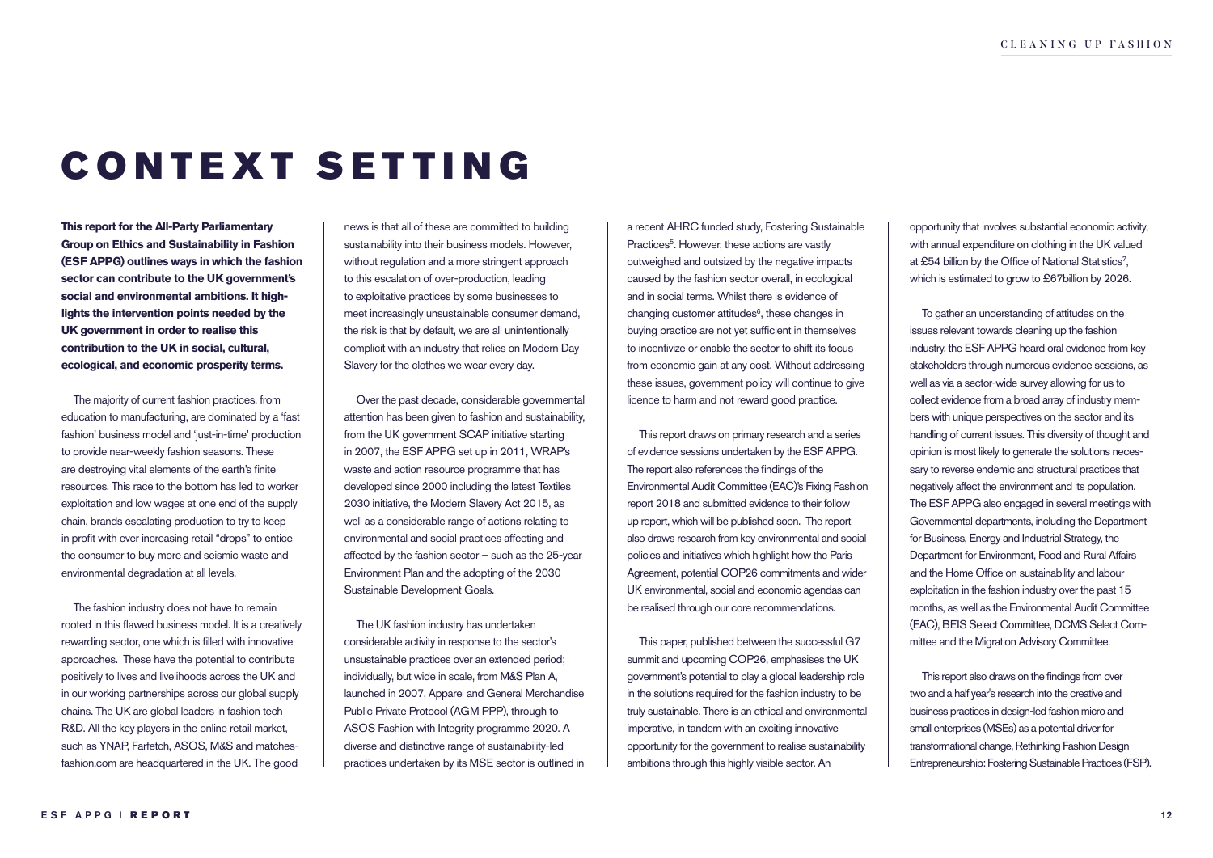# CONTEXT SETTING

**This report for the All-Party Parliamentary Group on Ethics and Sustainability in Fashion (ESF APPG) outlines ways in which the fashion sector can contribute to the UK government's social and environmental ambitions. It highlights the intervention points needed by the UK government in order to realise this contribution to the UK in social, cultural, ecological, and economic prosperity terms.**

The majority of current fashion practices, from education to manufacturing, are dominated by a 'fast fashion' business model and 'just-in-time' production to provide near-weekly fashion seasons. These are destroying vital elements of the earth's finite resources. This race to the bottom has led to worker exploitation and low wages at one end of the supply chain, brands escalating production to try to keep in profit with ever increasing retail "drops" to entice the consumer to buy more and seismic waste and environmental degradation at all levels.

The fashion industry does not have to remain rooted in this flawed business model. It is a creatively rewarding sector, one which is filled with innovative approaches. These have the potential to contribute positively to lives and livelihoods across the UK and in our working partnerships across our global supply chains. The UK are global leaders in fashion tech R&D. All the key players in the online retail market, such as YNAP, Farfetch, ASOS, M&S and matchesfashion.com are headquartered in the UK. The good news is that all of these are committed to building sustainability into their business models. However, without regulation and a more stringent approach to this escalation of over-production, leading to exploitative practices by some businesses to meet increasingly unsustainable consumer demand, the risk is that by default, we are all unintentionally complicit with an industry that relies on Modern Day Slavery for the clothes we wear every day.

Over the past decade, considerable governmental attention has been given to fashion and sustainability, from the UK government SCAP initiative starting in 2007, the ESF APPG set up in 2011, WRAP's waste and action resource programme that has developed since 2000 including the latest Textiles 2030 initiative, the Modern Slavery Act 2015, as well as a considerable range of actions relating to environmental and social practices affecting and affected by the fashion sector – such as the 25-year Environment Plan and the adopting of the 2030 Sustainable Development Goals.

The UK fashion industry has undertaken considerable activity in response to the sector's unsustainable practices over an extended period; individually, but wide in scale, from M&S Plan A, launched in 2007, Apparel and General Merchandise Public Private Protocol (AGM PPP), through to ASOS Fashion with Integrity programme 2020. A diverse and distinctive range of sustainability-led practices undertaken by its MSE sector is outlined in a recent AHRC funded study, Fostering Sustainable Practices[5]. However, these actions are vastly outweighed and outsized by the negative impacts caused by the fashion sector overall, in ecological and in social terms. Whilst there is evidence of changing customer attitudes[6], these changes in buying practice are not yet sufficient in themselves to incentivize or enable the sector to shift its focus from economic gain at any cost. Without addressing these issues, government policy will continue to give licence to harm and not reward good practice.

This report draws on primary research and a series of evidence sessions undertaken by the ESF APPG. The report also references the findings of the Environmental Audit Committee (EAC)'s Fixing Fashion report 2018 and submitted evidence to their follow up report, which will be published soon. The report also draws research from key environmental and social policies and initiatives which highlight how the Paris Agreement, potential COP26 commitments and wider UK environmental, social and economic agendas can be realised through our core recommendations.

This paper, published between the successful G7 summit and upcoming COP26, emphasises the UK government's potential to play a global leadership role in the solutions required for the fashion industry to be truly sustainable. There is an ethical and environmental imperative, in tandem with an exciting innovative opportunity for the government to realise sustainability ambitions through this highly visible sector. An opportunity that involves substantial economic activity, with annual expenditure on clothing in the UK valued at £54 billion by the Office of National Statistics[7], which is estimated to grow to £67billion by 2026.

To gather an understanding of attitudes on the issues relevant towards cleaning up the fashion industry, the ESF APPG heard oral evidence from key stakeholders through numerous evidence sessions, as well as via a sector-wide survey allowing for us to collect evidence from a broad array of industry members with unique perspectives on the sector and its handling of current issues. This diversity of thought and opinion is most likely to generate the solutions necessary to reverse endemic and structural practices that negatively affect the environment and its population. The ESF APPG also engaged in several meetings with Governmental departments, including the Department for Business, Energy and Industrial Strategy, the Department for Environment, Food and Rural Affairs and the Home Office on sustainability and labour exploitation in the fashion industry over the past 15 months, as well as the Environmental Audit Committee (EAC), BEIS Select Committee, DCMS Select Committee and the Migration Advisory Committee.

This report also draws on the findings from over two and a half year's research into the creative and business practices in design-led fashion micro and small enterprises (MSEs) as a potential driver for transformational change, Rethinking Fashion Design Entrepreneurship: Fostering Sustainable Practices (FSP).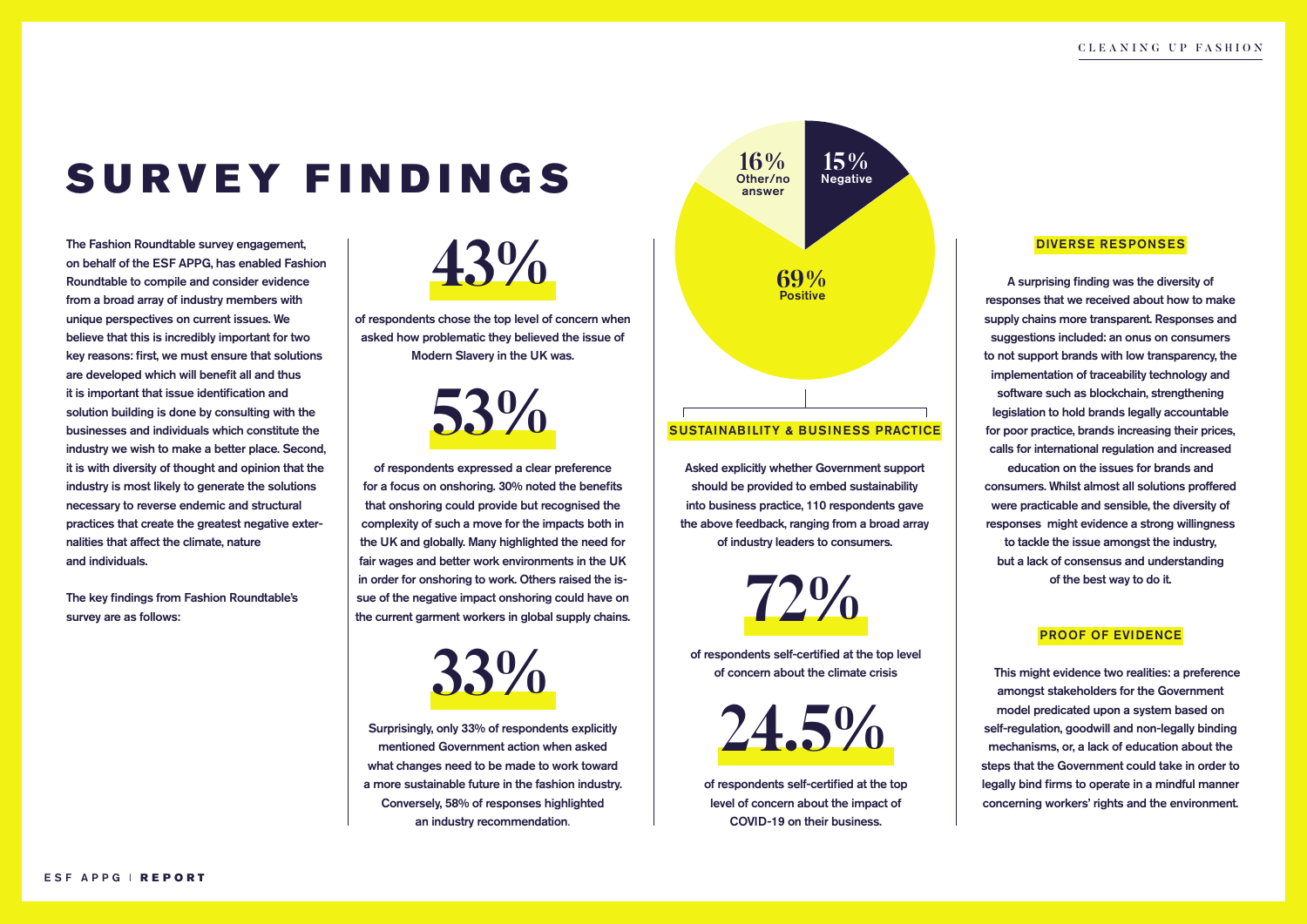# SURVEY FINDINGS

The Fashion Roundtable survey engagement, on behalf of the ESF APPG, has enabled Fashion Roundtable to compile and consider evidence from a broad array of industry members with unique perspectives on current issues. We believe that this is incredibly important for two key reasons: first, we must ensure that solutions are developed which will benefit all and thus it is important that issue identification and solution building is done by consulting with the businesses and individuals which constitute the industry we wish to make a better place. Second, it is with diversity of thought and opinion that the industry is most likely to generate the solutions necessary to reverse endemic and structural practices that create the greatest negative externalities that affect the climate, nature and individuals.

The key findings from Fashion Roundtable's survey are as follows:

**43%**

of respondents chose the top level of concern when asked how problematic they believed the issue of Modern Slavery in the UK was.

**53%**

of respondents expressed a clear preference for a focus on onshoring. 30% noted the benefits that onshoring could provide but recognised the complexity of such a move for the impacts both in the UK and globally. Many highlighted the need for fair wages and better work environments in the UK in order for onshoring to work. Others raised the issue of the negative impact onshoring could have on the current garment workers in global supply chains.

**33%**

Surprisingly, only 33% of respondents explicitly mentioned Government action when asked what changes need to be made to work toward a more sustainable future in the fashion industry. Conversely, 58% of responses highlighted an industry recommendation.

- 69% Positive
- 15% Negative
- 16% Other/no answer

## SUSTAINABILITY & BUSINESS PRACTICE

Asked explicitly whether Government support should be provided to embed sustainability into business practice, 110 respondents gave the above feedback, ranging from a broad array of industry leaders to consumers.

**72%**

of respondents self-certified at the top level of concern about the climate crisis

**24.5%**

of respondents self-certified at the top level of concern about the impact of COVID-19 on their business.

## DIVERSE RESPONSES

A surprising finding was the diversity of responses that we received about how to make supply chains more transparent. Responses and suggestions included: an onus on consumers to not support brands with low transparency, the implementation of traceability technology and software such as blockchain, strengthening legislation to hold brands legally accountable for poor practice, brands increasing their prices, calls for international regulation and increased education on the issues for brands and consumers. Whilst almost all solutions proffered were practicable and sensible, the diversity of responses might evidence a strong willingness to tackle the issue amongst the industry, but a lack of consensus and understanding of the best way to do it.

## PROOF OF EVIDENCE

This might evidence two realities: a preference amongst stakeholders for the Government model predicated upon a system based on self-regulation, goodwill and non-legally binding mechanisms, or, a lack of education about the steps that the Government could take in order to legally bind firms to operate in a mindful manner concerning workers' rights and the environment.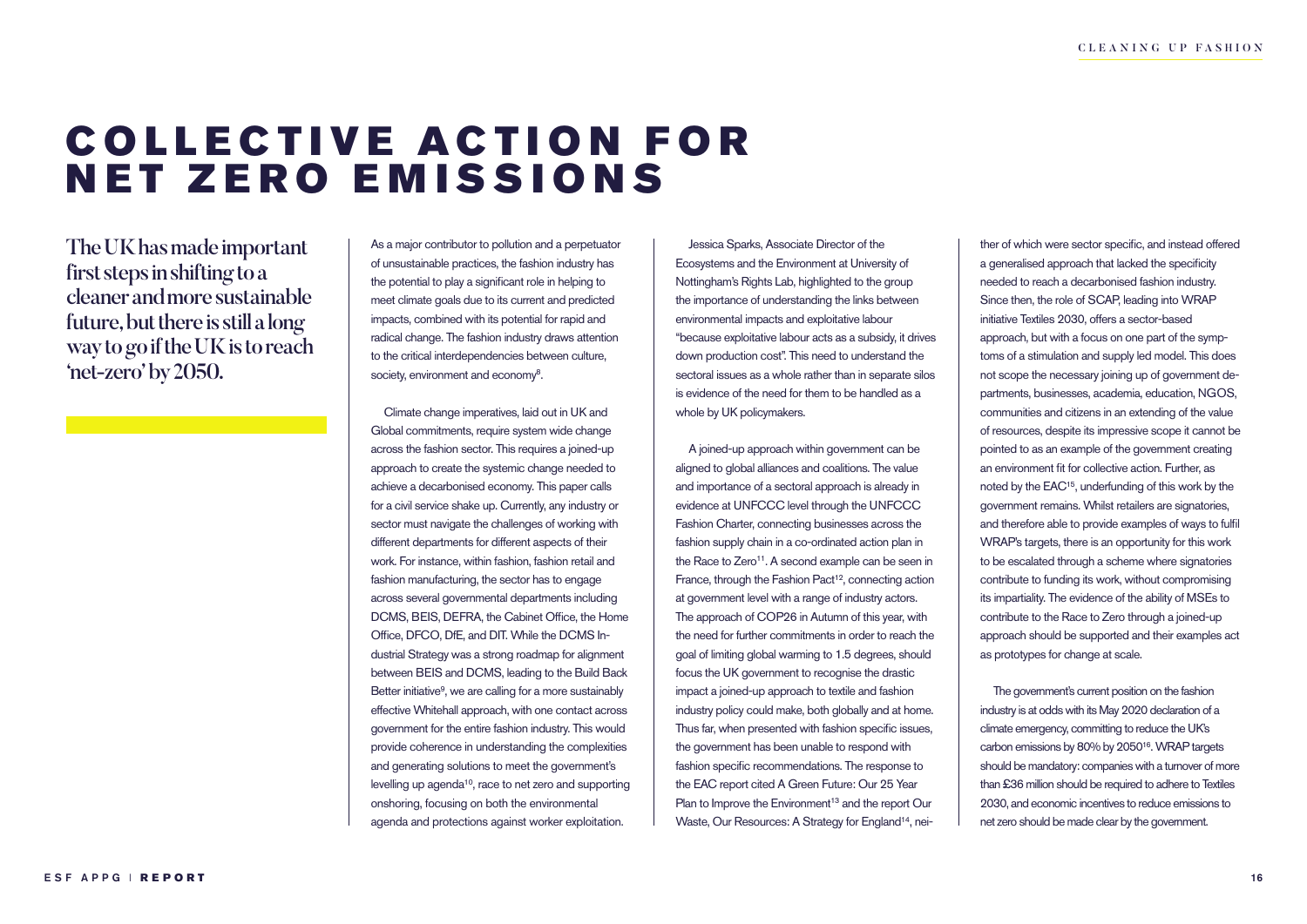# COLLECTIVE ACTION FOR NET ZERO EMISSIONS

**The UK has made important first steps in shifting to a cleaner and more sustainable future, but there is still a long way to go if the UK is to reach 'net-zero' by 2050.**

As a major contributor to pollution and a perpetuator of unsustainable practices, the fashion industry has the potential to play a significant role in helping to meet climate goals due to its current and predicted impacts, combined with its potential for rapid and radical change. The fashion industry draws attention to the critical interdependencies between culture, society, environment and economy[8].

Climate change imperatives, laid out in UK and Global commitments, require system wide change across the fashion sector. This requires a joined-up approach to create the systemic change needed to achieve a decarbonised economy. This paper calls for a civil service shake up. Currently, any industry or sector must navigate the challenges of working with different departments for different aspects of their work. For instance, within fashion, fashion retail and fashion manufacturing, the sector has to engage across several governmental departments including DCMS, BEIS, DEFRA, the Cabinet Office, the Home Office, DFCO, DfE, and DIT. While the DCMS Industrial Strategy was a strong roadmap for alignment between BEIS and DCMS, leading to the Build Back Better initiative[9], we are calling for a more sustainably effective Whitehall approach, with one contact across government for the entire fashion industry. This would provide coherence in understanding the complexities and generating solutions to meet the government's levelling up agenda[10], race to net zero and supporting onshoring, focusing on both the environmental agenda and protections against worker exploitation.

Jessica Sparks, Associate Director of the Ecosystems and the Environment at University of Nottingham's Rights Lab, highlighted to the group the importance of understanding the links between environmental impacts and exploitative labour "because exploitative labour acts as a subsidy, it drives down production cost". This need to understand the sectoral issues as a whole rather than in separate silos is evidence of the need for them to be handled as a whole by UK policymakers.

A joined-up approach within government can be aligned to global alliances and coalitions. The value and importance of a sectoral approach is already in evidence at UNFCCC level through the UNFCCC Fashion Charter, connecting businesses across the fashion supply chain in a co-ordinated action plan in the Race to Zero[11]. A second example can be seen in France, through the Fashion Pact[12], connecting action at government level with a range of industry actors. The approach of COP26 in Autumn of this year, with the need for further commitments in order to reach the goal of limiting global warming to 1.5 degrees, should focus the UK government to recognise the drastic impact a joined-up approach to textile and fashion industry policy could make, both globally and at home. Thus far, when presented with fashion specific issues, the government has been unable to respond with fashion specific recommendations. The response to the EAC report cited A Green Future: Our 25 Year Plan to Improve the Environment[13] and the report Our Waste, Our Resources: A Strategy for England[14], neither of which were sector specific, and instead offered a generalised approach that lacked the specificity needed to reach a decarbonised fashion industry. Since then, the role of SCAP, leading into WRAP initiative Textiles 2030, offers a sector-based approach, but with a focus on one part of the symptoms of a stimulation and supply led model. This does not scope the necessary joining up of government departments, businesses, academia, education, NGOS, communities and citizens in an extending of the value of resources, despite its impressive scope it cannot be pointed to as an example of the government creating an environment fit for collective action. Further, as noted by the EAC[15], underfunding of this work by the government remains. Whilst retailers are signatories, and therefore able to provide examples of ways to fulfil WRAP's targets, there is an opportunity for this work to be escalated through a scheme where signatories contribute to funding its work, without compromising its impartiality. The evidence of the ability of MSEs to contribute to the Race to Zero through a joined-up approach should be supported and their examples act as prototypes for change at scale.

The government's current position on the fashion industry is at odds with its May 2020 declaration of a climate emergency, committing to reduce the UK's carbon emissions by 80% by 2050[16]. WRAP targets should be mandatory: companies with a turnover of more than £36 million should be required to adhere to Textiles 2030, and economic incentives to reduce emissions to net zero should be made clear by the government.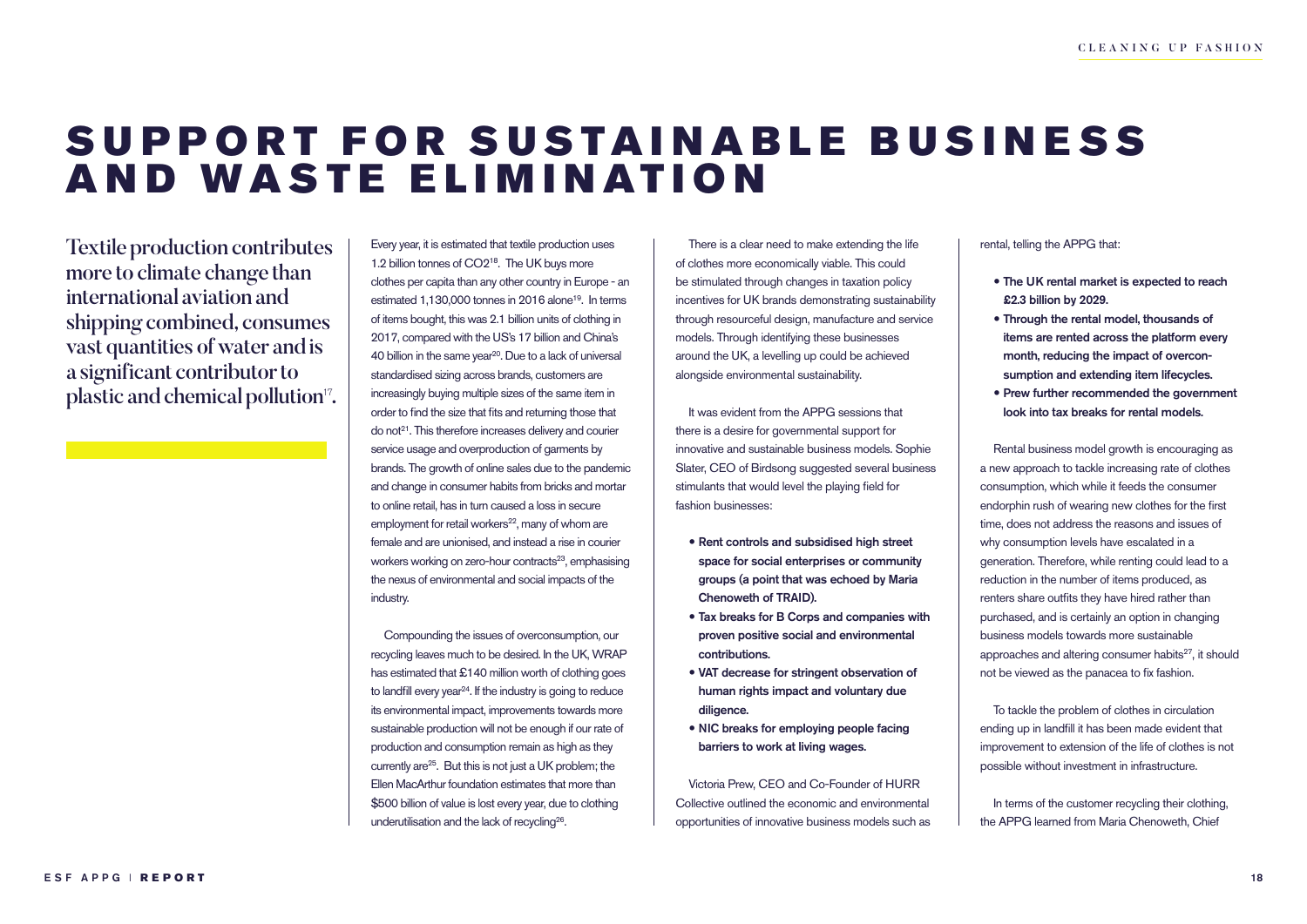# SUPPORT FOR SUSTAINABLE BUSINESS AND WASTE ELIMINATION

**Textile production contributes more to climate change than international aviation and shipping combined, consumes vast quantities of water and is a significant contributor to plastic and chemical pollution[17].**

Every year, it is estimated that textile production uses 1.2 billion tonnes of $CO_2$[18]. The UK buys more clothes per capita than any other country in Europe - an estimated 1,130,000 tonnes in 2016 alone[19]. In terms of items bought, this was 2.1 billion units of clothing in 2017, compared with the US's 17 billion and China's 40 billion in the same year[20]. Due to a lack of universal standardised sizing across brands, customers are increasingly buying multiple sizes of the same item in order to find the size that fits and returning those that do not[21]. This therefore increases delivery and courier service usage and overproduction of garments by brands. The growth of online sales due to the pandemic and change in consumer habits from bricks and mortar to online retail, has in turn caused a loss in secure employment for retail workers[22], many of whom are female and are unionised, and instead a rise in courier workers working on zero-hour contracts[23], emphasising the nexus of environmental and social impacts of the industry.

Compounding the issues of overconsumption, our recycling leaves much to be desired. In the UK, WRAP has estimated that £140 million worth of clothing goes to landfill every year[24]. If the industry is going to reduce its environmental impact, improvements towards more sustainable production will not be enough if our rate of production and consumption remain as high as they currently are[25]. But this is not just a UK problem; the Ellen MacArthur foundation estimates that more than $500 billion of value is lost every year, due to clothing underutilisation and the lack of recycling[26].

There is a clear need to make extending the life of clothes more economically viable. This could be stimulated through changes in taxation policy incentives for UK brands demonstrating sustainability through resourceful design, manufacture and service models. Through identifying these businesses around the UK, a levelling up could be achieved alongside environmental sustainability.

It was evident from the APPG sessions that there is a desire for governmental support for innovative and sustainable business models. Sophie Slater, CEO of Birdsong suggested several business stimulants that would level the playing field for fashion businesses:

- **Rent controls and subsidised high street space for social enterprises or community groups (a point that was echoed by Maria Chenoweth of TRAID).**
- **Tax breaks for B Corps and companies with proven positive social and environmental contributions.**
- **VAT decrease for stringent observation of human rights impact and voluntary due diligence.**
- **NIC breaks for employing people facing barriers to work at living wages.**

Victoria Prew, CEO and Co-Founder of HURR Collective outlined the economic and environmental opportunities of innovative business models such as rental, telling the APPG that:

- **The UK rental market is expected to reach £2.3 billion by 2029.**
- **Through the rental model, thousands of items are rented across the platform every month, reducing the impact of overconsumption and extending item lifecycles.**
- **Prew further recommended the government look into tax breaks for rental models.**

Rental business model growth is encouraging as a new approach to tackle increasing rate of clothes consumption, which while it feeds the consumer endorphin rush of wearing new clothes for the first time, does not address the reasons and issues of why consumption levels have escalated in a generation. Therefore, while renting could lead to a reduction in the number of items produced, as renters share outfits they have hired rather than purchased, and is certainly an option in changing business models towards more sustainable approaches and altering consumer habits[27], it should not be viewed as the panacea to fix fashion.

To tackle the problem of clothes in circulation ending up in landfill it has been made evident that improvement to extension of the life of clothes is not possible without investment in infrastructure.

In terms of the customer recycling their clothing, the APPG learned from Maria Chenoweth, Chief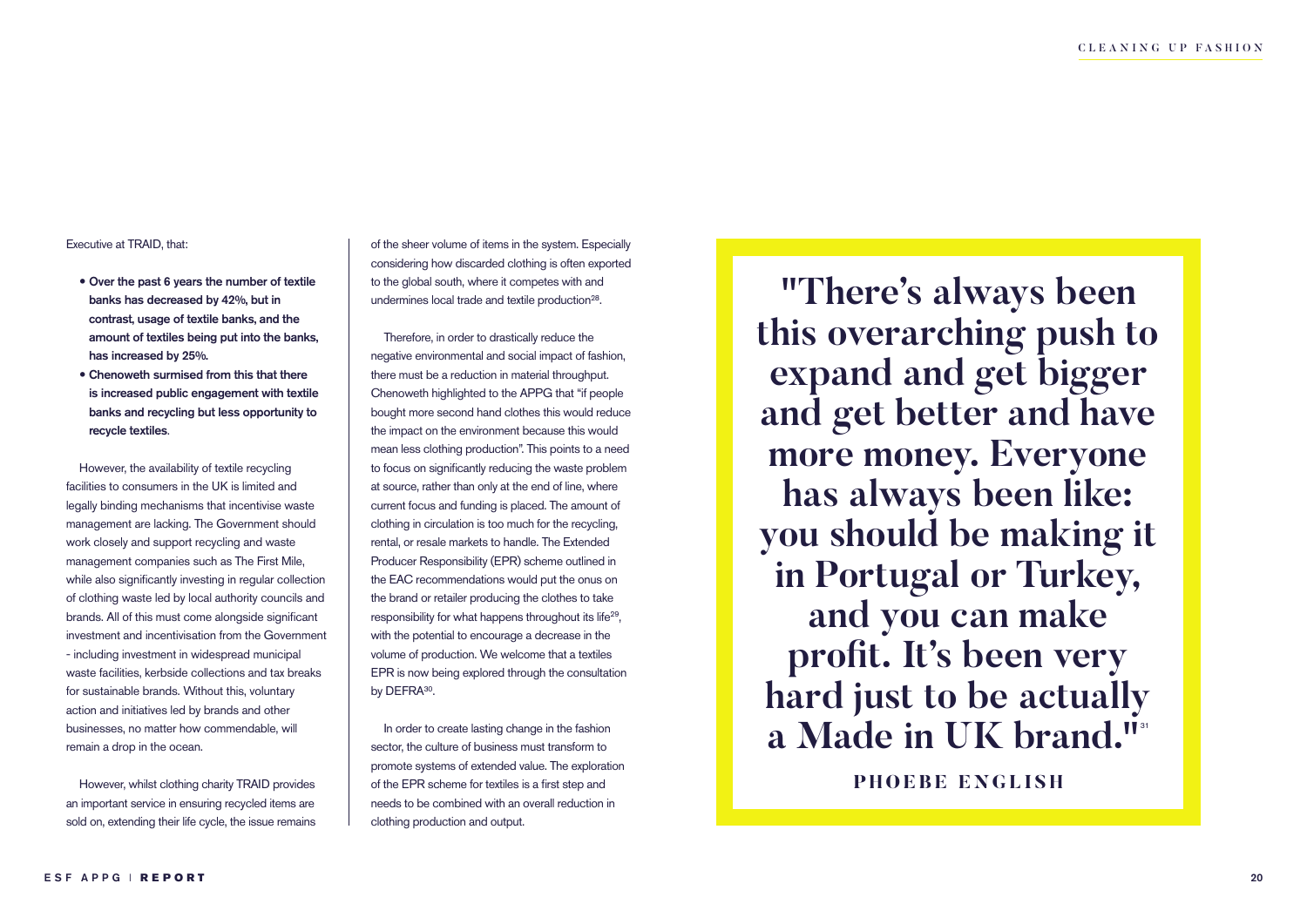Executive at TRAID, that:

- **Over the past 6 years the number of textile banks has decreased by 42%, but in contrast, usage of textile banks, and the amount of textiles being put into the banks, has increased by 25%.**
- **Chenoweth surmised from this that there is increased public engagement with textile banks and recycling but less opportunity to recycle textiles**.

However, the availability of textile recycling facilities to consumers in the UK is limited and legally binding mechanisms that incentivise waste management are lacking. The Government should work closely and support recycling and waste management companies such as The First Mile, while also significantly investing in regular collection of clothing waste led by local authority councils and brands. All of this must come alongside significant investment and incentivisation from the Government - including investment in widespread municipal waste facilities, kerbside collections and tax breaks for sustainable brands. Without this, voluntary action and initiatives led by brands and other businesses, no matter how commendable, will remain a drop in the ocean.

However, whilst clothing charity TRAID provides an important service in ensuring recycled items are sold on, extending their life cycle, the issue remains of the sheer volume of items in the system. Especially considering how discarded clothing is often exported to the global south, where it competes with and undermines local trade and textile production[28].

Therefore, in order to drastically reduce the negative environmental and social impact of fashion, there must be a reduction in material throughput. Chenoweth highlighted to the APPG that "if people bought more second hand clothes this would reduce the impact on the environment because this would mean less clothing production". This points to a need to focus on significantly reducing the waste problem at source, rather than only at the end of line, where current focus and funding is placed. The amount of clothing in circulation is too much for the recycling, rental, or resale markets to handle. The Extended Producer Responsibility (EPR) scheme outlined in the EAC recommendations would put the onus on the brand or retailer producing the clothes to take responsibility for what happens throughout its life[29], with the potential to encourage a decrease in the volume of production. We welcome that a textiles EPR is now being explored through the consultation by DEFRA[30].

In order to create lasting change in the fashion sector, the culture of business must transform to promote systems of extended value. The exploration of the EPR scheme for textiles is a first step and needs to be combined with an overall reduction in clothing production and output.

> **"There's always been this overarching push to expand and get bigger and get better and have more money. Everyone has always been like: you should be making it in Portugal or Turkey, and you can make profit. It's been very hard just to be actually a Made in UK brand."**[31]
>
> **PHOEBE ENGLISH**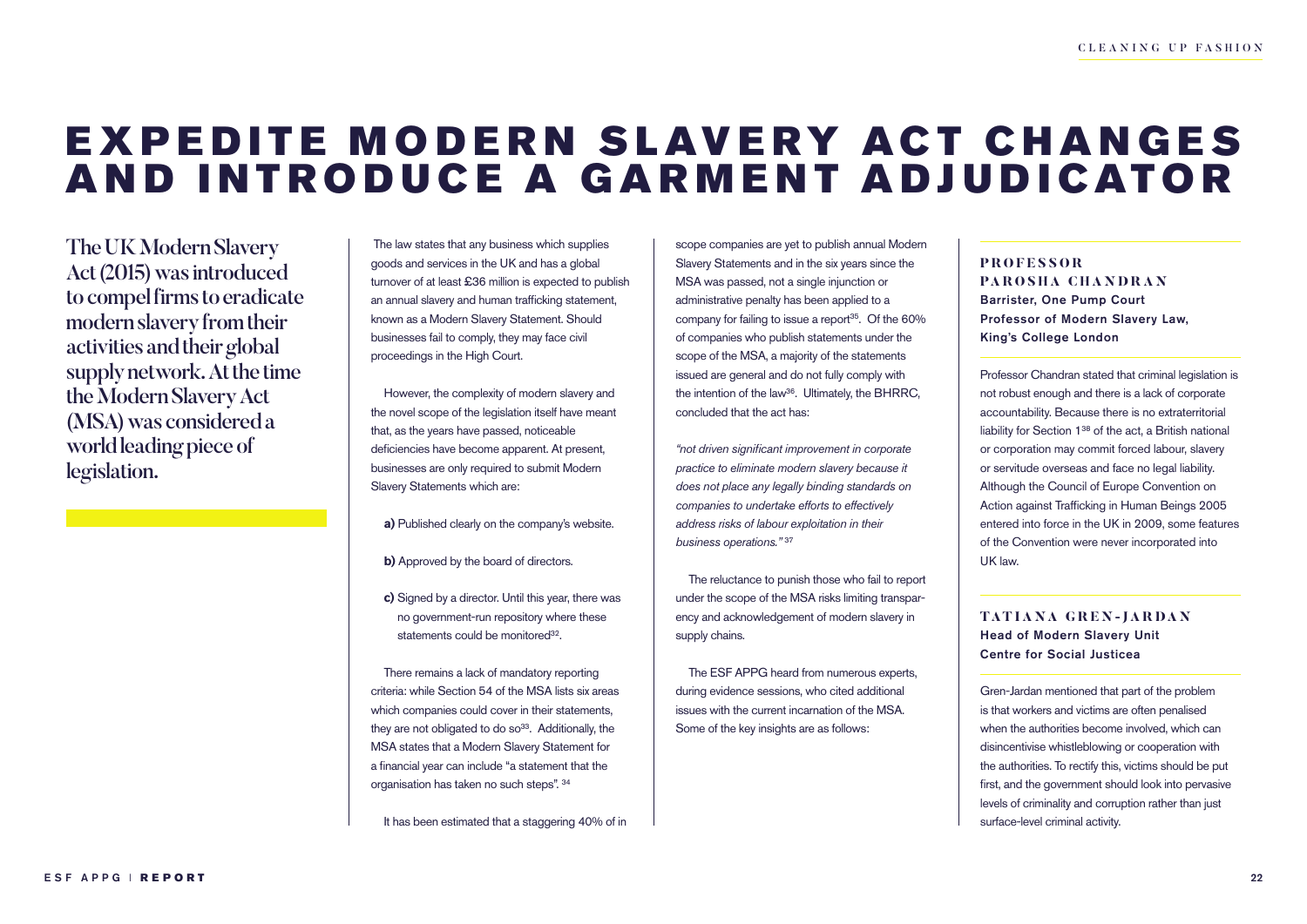# EXPEDITE MODERN SLAVERY ACT CHANGES AND INTRODUCE A GARMENT ADJUDICATOR

**The UK Modern Slavery Act (2015) was introduced to compel firms to eradicate modern slavery from their activities and their global supply network. At the time the Modern Slavery Act (MSA) was considered a world leading piece of legislation.**

The law states that any business which supplies goods and services in the UK and has a global turnover of at least £36 million is expected to publish an annual slavery and human trafficking statement, known as a Modern Slavery Statement. Should businesses fail to comply, they may face civil proceedings in the High Court.

However, the complexity of modern slavery and the novel scope of the legislation itself have meant that, as the years have passed, noticeable deficiencies have become apparent. At present, businesses are only required to submit Modern Slavery Statements which are:

**a)** Published clearly on the company's website.

**b)** Approved by the board of directors.

**c)** Signed by a director. Until this year, there was no government-run repository where these statements could be monitored[32].

There remains a lack of mandatory reporting criteria: while Section 54 of the MSA lists six areas which companies could cover in their statements, they are not obligated to do so[33]. Additionally, the MSA states that a Modern Slavery Statement for a financial year can include "a statement that the organisation has taken no such steps". [34]

It has been estimated that a staggering 40% of in scope companies are yet to publish annual Modern Slavery Statements and in the six years since the MSA was passed, not a single injunction or administrative penalty has been applied to a company for failing to issue a report[35]. Of the 60% of companies who publish statements under the scope of the MSA, a majority of the statements issued are general and do not fully comply with the intention of the law[36]. Ultimately, the BHRRC, concluded that the act has:

*"not driven significant improvement in corporate practice to eliminate modern slavery because it does not place any legally binding standards on companies to undertake efforts to effectively address risks of labour exploitation in their business operations."* [37]

The reluctance to punish those who fail to report under the scope of the MSA risks limiting transparency and acknowledgement of modern slavery in supply chains.

The ESF APPG heard from numerous experts, during evidence sessions, who cited additional issues with the current incarnation of the MSA. Some of the key insights are as follows:

### PROFESSOR PAROSHA CHANDRAN

**Barrister, One Pump Court**
**Professor of Modern Slavery Law, King's College London**

Professor Chandran stated that criminal legislation is not robust enough and there is a lack of corporate accountability. Because there is no extraterritorial liability for Section 1[38] of the act, a British national or corporation may commit forced labour, slavery or servitude overseas and face no legal liability. Although the Council of Europe Convention on Action against Trafficking in Human Beings 2005 entered into force in the UK in 2009, some features of the Convention were never incorporated into UK law.

### TATIANA GREN-JARDAN

**Head of Modern Slavery Unit**
**Centre for Social Justicea**

Gren-Jardan mentioned that part of the problem is that workers and victims are often penalised when the authorities become involved, which can disincentivise whistleblowing or cooperation with the authorities. To rectify this, victims should be put first, and the government should look into pervasive levels of criminality and corruption rather than just surface-level criminal activity.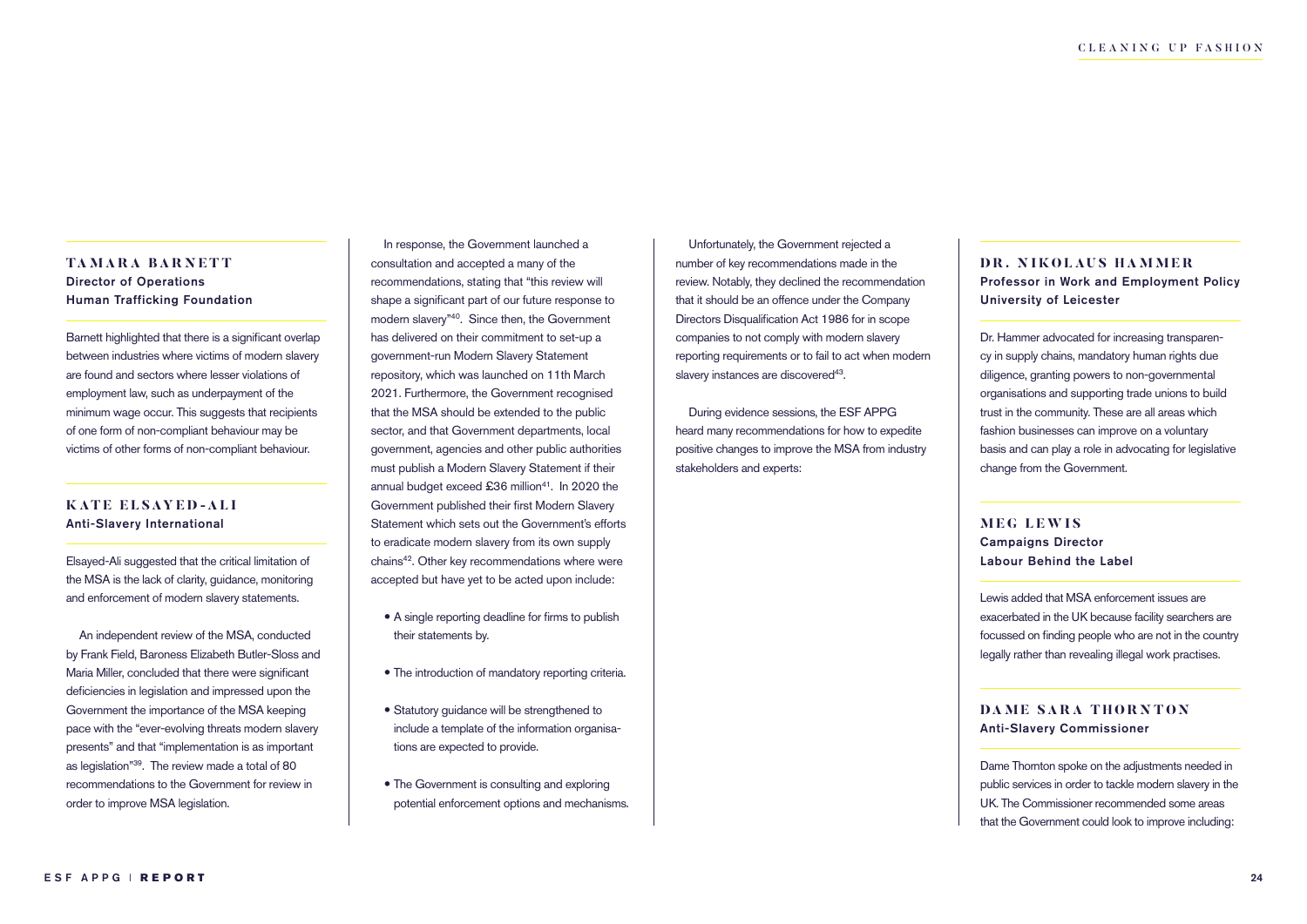### TAMARA BARNETT
**Director of Operations**
**Human Trafficking Foundation**

Barnett highlighted that there is a significant overlap between industries where victims of modern slavery are found and sectors where lesser violations of employment law, such as underpayment of the minimum wage occur. This suggests that recipients of one form of non-compliant behaviour may be victims of other forms of non-compliant behaviour.

### KATE ELSAYED-ALI
**Anti-Slavery International**

Elsayed-Ali suggested that the critical limitation of the MSA is the lack of clarity, guidance, monitoring and enforcement of modern slavery statements.

An independent review of the MSA, conducted by Frank Field, Baroness Elizabeth Butler-Sloss and Maria Miller, concluded that there were significant deficiencies in legislation and impressed upon the Government the importance of the MSA keeping pace with the "ever-evolving threats modern slavery presents" and that "implementation is as important as legislation"[39]. The review made a total of 80 recommendations to the Government for review in order to improve MSA legislation.

In response, the Government launched a consultation and accepted a many of the recommendations, stating that "this review will shape a significant part of our future response to modern slavery"[40]. Since then, the Government has delivered on their commitment to set-up a government-run Modern Slavery Statement repository, which was launched on 11th March 2021. Furthermore, the Government recognised that the MSA should be extended to the public sector, and that Government departments, local government, agencies and other public authorities must publish a Modern Slavery Statement if their annual budget exceed £36 million[41]. In 2020 the Government published their first Modern Slavery Statement which sets out the Government's efforts to eradicate modern slavery from its own supply chains[42]. Other key recommendations where were accepted but have yet to be acted upon include:

- A single reporting deadline for firms to publish their statements by.
- The introduction of mandatory reporting criteria.
- Statutory guidance will be strengthened to include a template of the information organisations are expected to provide.
- The Government is consulting and exploring potential enforcement options and mechanisms.

Unfortunately, the Government rejected a number of key recommendations made in the review. Notably, they declined the recommendation that it should be an offence under the Company Directors Disqualification Act 1986 for in scope companies to not comply with modern slavery reporting requirements or to fail to act when modern slavery instances are discovered[43].

During evidence sessions, the ESF APPG heard many recommendations for how to expedite positive changes to improve the MSA from industry stakeholders and experts:

### DR. NIKOLAUS HAMMER
**Professor in Work and Employment Policy**
**University of Leicester**

Dr. Hammer advocated for increasing transparency in supply chains, mandatory human rights due diligence, granting powers to non-governmental organisations and supporting trade unions to build trust in the community. These are all areas which fashion businesses can improve on a voluntary basis and can play a role in advocating for legislative change from the Government.

### MEG LEWIS
**Campaigns Director**
**Labour Behind the Label**

Lewis added that MSA enforcement issues are exacerbated in the UK because facility searchers are focussed on finding people who are not in the country legally rather than revealing illegal work practises.

### DAME SARA THORNTON
**Anti-Slavery Commissioner**

Dame Thornton spoke on the adjustments needed in public services in order to tackle modern slavery in the UK. The Commissioner recommended some areas that the Government could look to improve including: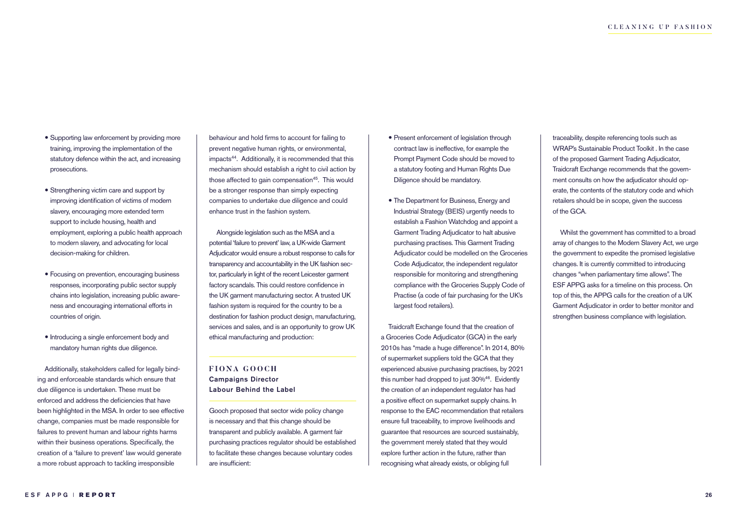- Supporting law enforcement by providing more training, improving the implementation of the statutory defence within the act, and increasing prosecutions.
- Strengthening victim care and support by improving identification of victims of modern slavery, encouraging more extended term support to include housing, health and employment, exploring a public health approach to modern slavery, and advocating for local decision-making for children.
- Focusing on prevention, encouraging business responses, incorporating public sector supply chains into legislation, increasing public awareness and encouraging international efforts in countries of origin.
- Introducing a single enforcement body and mandatory human rights due diligence.

Additionally, stakeholders called for legally binding and enforceable standards which ensure that due diligence is undertaken. These must be enforced and address the deficiencies that have been highlighted in the MSA. In order to see effective change, companies must be made responsible for failures to prevent human and labour rights harms within their business operations. Specifically, the creation of a 'failure to prevent' law would generate a more robust approach to tackling irresponsible behaviour and hold firms to account for failing to prevent negative human rights, or environmental, impacts[44]. Additionally, it is recommended that this mechanism should establish a right to civil action by those affected to gain compensation[45]. This would be a stronger response than simply expecting companies to undertake due diligence and could enhance trust in the fashion system.

Alongside legislation such as the MSA and a potential 'failure to prevent' law, a UK-wide Garment Adjudicator would ensure a robust response to calls for transparency and accountability in the UK fashion sector, particularly in light of the recent Leicester garment factory scandals. This could restore confidence in the UK garment manufacturing sector. A trusted UK fashion system is required for the country to be a destination for fashion product design, manufacturing, services and sales, and is an opportunity to grow UK ethical manufacturing and production:

### FIONA GOOCH
**Campaigns Director**
**Labour Behind the Label**

Gooch proposed that sector wide policy change is necessary and that this change should be transparent and publicly available. A garment fair purchasing practices regulator should be established to facilitate these changes because voluntary codes are insufficient:

- Present enforcement of legislation through contract law is ineffective, for example the Prompt Payment Code should be moved to a statutory footing and Human Rights Due Diligence should be mandatory.
- The Department for Business, Energy and Industrial Strategy (BEIS) urgently needs to establish a Fashion Watchdog and appoint a Garment Trading Adjudicator to halt abusive purchasing practises. This Garment Trading Adjudicator could be modelled on the Groceries Code Adjudicator, the independent regulator responsible for monitoring and strengthening compliance with the Groceries Supply Code of Practise (a code of fair purchasing for the UK's largest food retailers).

Traidcraft Exchange found that the creation of a Groceries Code Adjudicator (GCA) in the early 2010s has "made a huge difference". In 2014, 80% of supermarket suppliers told the GCA that they experienced abusive purchasing practises, by 2021 this number had dropped to just 30%[46]. Evidently the creation of an independent regulator has had a positive effect on supermarket supply chains. In response to the EAC recommendation that retailers ensure full traceability, to improve livelihoods and guarantee that resources are sourced sustainably, the government merely stated that they would explore further action in the future, rather than recognising what already exists, or obliging full traceability, despite referencing tools such as WRAP's Sustainable Product Toolkit . In the case of the proposed Garment Trading Adjudicator, Traidcraft Exchange recommends that the government consults on how the adjudicator should operate, the contents of the statutory code and which retailers should be in scope, given the success of the GCA.

Whilst the government has committed to a broad array of changes to the Modern Slavery Act, we urge the government to expedite the promised legislative changes. It is currently committed to introducing changes "when parliamentary time allows". The ESF APPG asks for a timeline on this process. On top of this, the APPG calls for the creation of a UK Garment Adjudicator in order to better monitor and strengthen business compliance with legislation.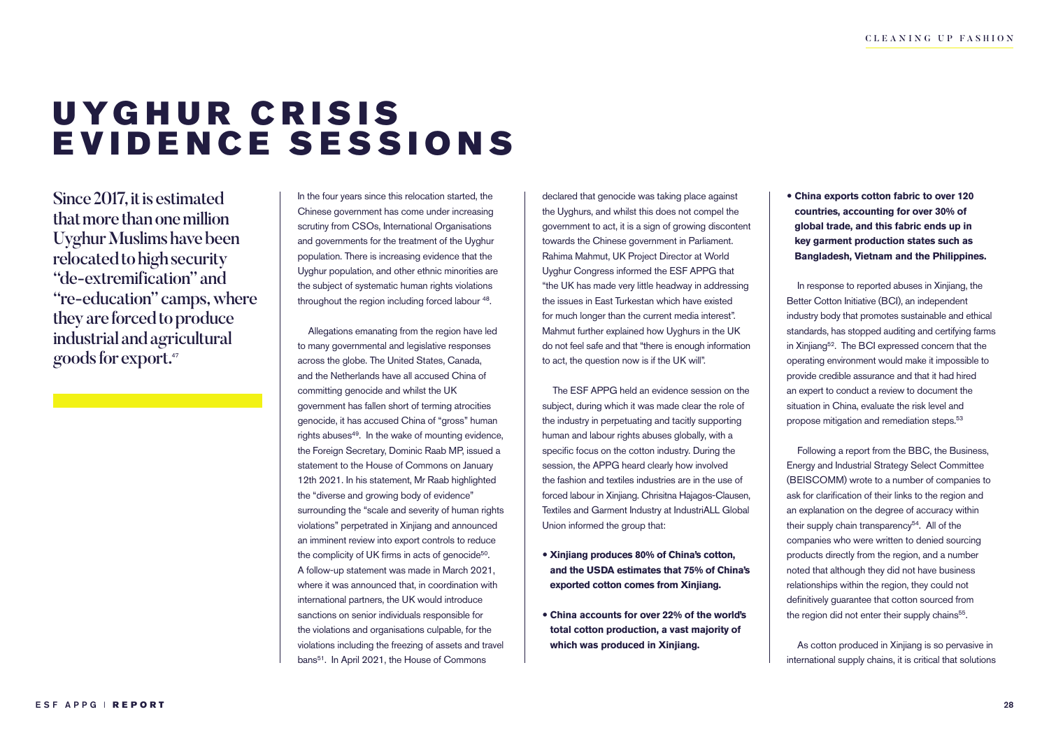# UYGHUR CRISIS EVIDENCE SESSIONS

**Since 2017, it is estimated that more than one million Uyghur Muslims have been relocated to high security "de-extremification" and "re-education" camps, where they are forced to produce industrial and agricultural goods for export.**[47]

In the four years since this relocation started, the Chinese government has come under increasing scrutiny from CSOs, International Organisations and governments for the treatment of the Uyghur population. There is increasing evidence that the Uyghur population, and other ethnic minorities are the subject of systematic human rights violations throughout the region including forced labour [48].

Allegations emanating from the region have led to many governmental and legislative responses across the globe. The United States, Canada, and the Netherlands have all accused China of committing genocide and whilst the UK government has fallen short of terming atrocities genocide, it has accused China of "gross" human rights abuses[49]. In the wake of mounting evidence, the Foreign Secretary, Dominic Raab MP, issued a statement to the House of Commons on January 12th 2021. In his statement, Mr Raab highlighted the "diverse and growing body of evidence" surrounding the "scale and severity of human rights violations" perpetrated in Xinjiang and announced an imminent review into export controls to reduce the complicity of UK firms in acts of genocide[50]. A follow-up statement was made in March 2021, where it was announced that, in coordination with international partners, the UK would introduce sanctions on senior individuals responsible for the violations and organisations culpable, for the violations including the freezing of assets and travel bans[51]. In April 2021, the House of Commons declared that genocide was taking place against the Uyghurs, and whilst this does not compel the government to act, it is a sign of growing discontent towards the Chinese government in Parliament. Rahima Mahmut, UK Project Director at World Uyghur Congress informed the ESF APPG that "the UK has made very little headway in addressing the issues in East Turkestan which have existed for much longer than the current media interest". Mahmut further explained how Uyghurs in the UK do not feel safe and that "there is enough information to act, the question now is if the UK will".

The ESF APPG held an evidence session on the subject, during which it was made clear the role of the industry in perpetuating and tacitly supporting human and labour rights abuses globally, with a specific focus on the cotton industry. During the session, the APPG heard clearly how involved the fashion and textiles industries are in the use of forced labour in Xinjiang. Chrisitna Hajagos-Clausen, Textiles and Garment Industry at IndustriALL Global Union informed the group that:

- **Xinjiang produces 80% of China's cotton, and the USDA estimates that 75% of China's exported cotton comes from Xinjiang.**
- **China accounts for over 22% of the world's total cotton production, a vast majority of which was produced in Xinjiang.**
- **China exports cotton fabric to over 120 countries, accounting for over 30% of global trade, and this fabric ends up in key garment production states such as Bangladesh, Vietnam and the Philippines.**

In response to reported abuses in Xinjiang, the Better Cotton Initiative (BCI), an independent industry body that promotes sustainable and ethical standards, has stopped auditing and certifying farms in Xinjiang[52]. The BCI expressed concern that the operating environment would make it impossible to provide credible assurance and that it had hired an expert to conduct a review to document the situation in China, evaluate the risk level and propose mitigation and remediation steps.[53]

Following a report from the BBC, the Business, Energy and Industrial Strategy Select Committee (BEISCOMM) wrote to a number of companies to ask for clarification of their links to the region and an explanation on the degree of accuracy within their supply chain transparency[54]. All of the companies who were written to denied sourcing products directly from the region, and a number noted that although they did not have business relationships within the region, they could not definitively guarantee that cotton sourced from the region did not enter their supply chains[55].

As cotton produced in Xinjiang is so pervasive in international supply chains, it is critical that solutions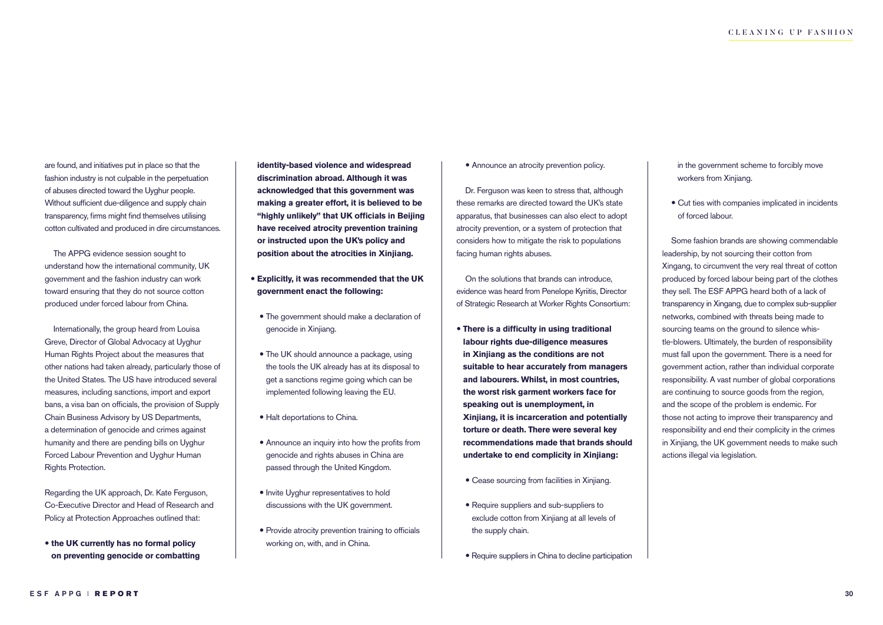are found, and initiatives put in place so that the fashion industry is not culpable in the perpetuation of abuses directed toward the Uyghur people. Without sufficient due-diligence and supply chain transparency, firms might find themselves utilising cotton cultivated and produced in dire circumstances.

The APPG evidence session sought to understand how the international community, UK government and the fashion industry can work toward ensuring that they do not source cotton produced under forced labour from China.

Internationally, the group heard from Louisa Greve, Director of Global Advocacy at Uyghur Human Rights Project about the measures that other nations had taken already, particularly those of the United States. The US have introduced several measures, including sanctions, import and export bans, a visa ban on officials, the provision of Supply Chain Business Advisory by US Departments, a determination of genocide and crimes against humanity and there are pending bills on Uyghur Forced Labour Prevention and Uyghur Human Rights Protection.

Regarding the UK approach, Dr. Kate Ferguson, Co-Executive Director and Head of Research and Policy at Protection Approaches outlined that:

- **the UK currently has no formal policy on preventing genocide or combatting identity-based violence and widespread discrimination abroad. Although it was acknowledged that this government was making a greater effort, it is believed to be "highly unlikely" that UK officials in Beijing have received atrocity prevention training or instructed upon the UK's policy and position about the atrocities in Xinjiang.**
- **Explicitly, it was recommended that the UK government enact the following:**
  - The government should make a declaration of genocide in Xinjiang.
  - The UK should announce a package, using the tools the UK already has at its disposal to get a sanctions regime going which can be implemented following leaving the EU.
  - Halt deportations to China.
  - Announce an inquiry into how the profits from genocide and rights abuses in China are passed through the United Kingdom.
  - Invite Uyghur representatives to hold discussions with the UK government.
  - Provide atrocity prevention training to officials working on, with, and in China.
  - Announce an atrocity prevention policy.

Dr. Ferguson was keen to stress that, although these remarks are directed toward the UK's state apparatus, that businesses can also elect to adopt atrocity prevention, or a system of protection that considers how to mitigate the risk to populations facing human rights abuses.

On the solutions that brands can introduce, evidence was heard from Penelope Kyritis, Director of Strategic Research at Worker Rights Consortium:

- **There is a difficulty in using traditional labour rights due-diligence measures in Xinjiang as the conditions are not suitable to hear accurately from managers and labourers. Whilst, in most countries, the worst risk garment workers face for speaking out is unemployment, in Xinjiang, it is incarceration and potentially torture or death. There were several key recommendations made that brands should undertake to end complicity in Xinjiang:**
  - Cease sourcing from facilities in Xinjiang.
  - Require suppliers and sub-suppliers to exclude cotton from Xinjiang at all levels of the supply chain.
  - Require suppliers in China to decline participation in the government scheme to forcibly move workers from Xinjiang.
  - Cut ties with companies implicated in incidents of forced labour.

Some fashion brands are showing commendable leadership, by not sourcing their cotton from Xingang, to circumvent the very real threat of cotton produced by forced labour being part of the clothes they sell. The ESF APPG heard both of a lack of transparency in Xingang, due to complex sub-supplier networks, combined with threats being made to sourcing teams on the ground to silence whistle-blowers. Ultimately, the burden of responsibility must fall upon the government. There is a need for government action, rather than individual corporate responsibility. A vast number of global corporations are continuing to source goods from the region, and the scope of the problem is endemic. For those not acting to improve their transparency and responsibility and end their complicity in the crimes in Xinjiang, the UK government needs to make such actions illegal via legislation.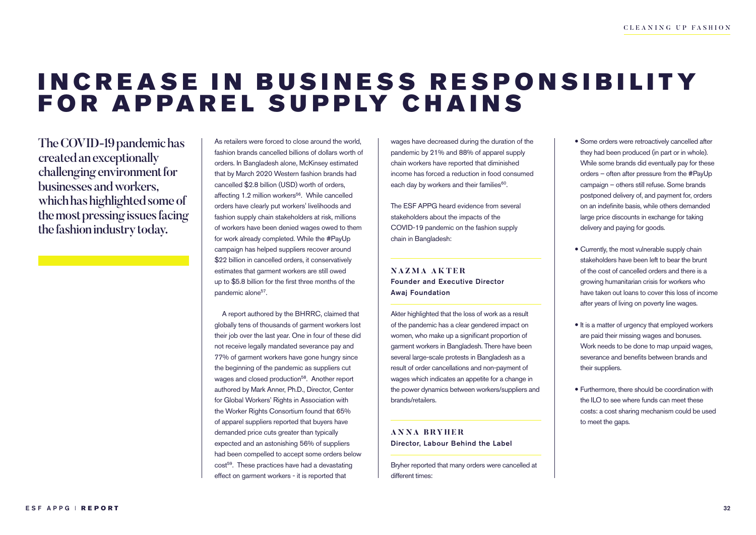# INCREASE IN BUSINESS RESPONSIBILITY FOR APPAREL SUPPLY CHAINS

**The COVID-19 pandemic has created an exceptionally challenging environment for businesses and workers, which has highlighted some of the most pressing issues facing the fashion industry today.**

As retailers were forced to close around the world, fashion brands cancelled billions of dollars worth of orders. In Bangladesh alone, McKinsey estimated that by March 2020 Western fashion brands had cancelled $2.8 billion (USD) worth of orders, affecting 1.2 million workers[56]. While cancelled orders have clearly put workers' livelihoods and fashion supply chain stakeholders at risk, millions of workers have been denied wages owed to them for work already completed. While the #PayUp campaign has helped suppliers recover around $22 billion in cancelled orders, it conservatively estimates that garment workers are still owed up to $5.8 billion for the first three months of the pandemic alone[57].

A report authored by the BHRRC, claimed that globally tens of thousands of garment workers lost their job over the last year. One in four of these did not receive legally mandated severance pay and 77% of garment workers have gone hungry since the beginning of the pandemic as suppliers cut wages and closed production[58]. Another report authored by Mark Anner, Ph.D., Director, Center for Global Workers' Rights in Association with the Worker Rights Consortium found that 65% of apparel suppliers reported that buyers have demanded price cuts greater than typically expected and an astonishing 56% of suppliers had been compelled to accept some orders below cost[59]. These practices have had a devastating effect on garment workers - it is reported that wages have decreased during the duration of the pandemic by 21% and 88% of apparel supply chain workers have reported that diminished income has forced a reduction in food consumed each day by workers and their families[60].

The ESF APPG heard evidence from several stakeholders about the impacts of the COVID-19 pandemic on the fashion supply chain in Bangladesh:

### NAZMA AKTER
**Founder and Executive Director**
**Awaj Foundation**

Akter highlighted that the loss of work as a result of the pandemic has a clear gendered impact on women, who make up a significant proportion of garment workers in Bangladesh. There have been several large-scale protests in Bangladesh as a result of order cancellations and non-payment of wages which indicates an appetite for a change in the power dynamics between workers/suppliers and brands/retailers.

### ANNA BRYHER
**Director, Labour Behind the Label**

Bryher reported that many orders were cancelled at different times:

- Some orders were retroactively cancelled after they had been produced (in part or in whole). While some brands did eventually pay for these orders – often after pressure from the #PayUp campaign – others still refuse. Some brands postponed delivery of, and payment for, orders on an indefinite basis, while others demanded large price discounts in exchange for taking delivery and paying for goods.
- Currently, the most vulnerable supply chain stakeholders have been left to bear the brunt of the cost of cancelled orders and there is a growing humanitarian crisis for workers who have taken out loans to cover this loss of income after years of living on poverty line wages.
- It is a matter of urgency that employed workers are paid their missing wages and bonuses. Work needs to be done to map unpaid wages, severance and benefits between brands and their suppliers.
- Furthermore, there should be coordination with the ILO to see where funds can meet these costs: a cost sharing mechanism could be used to meet the gaps.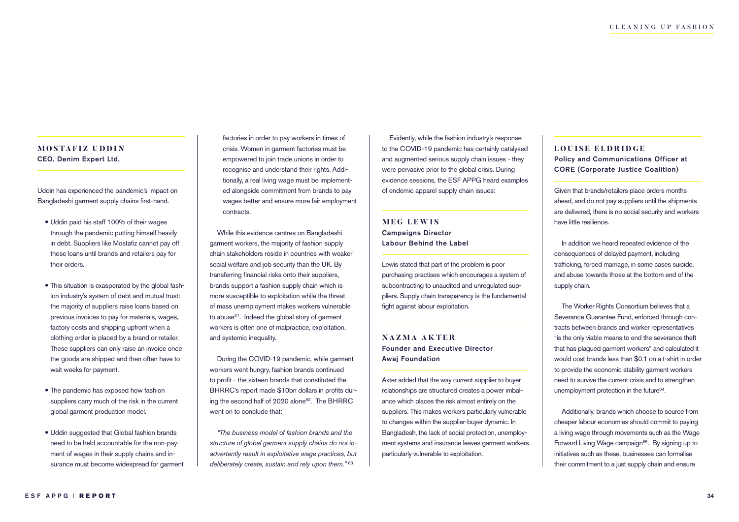### MOSTAFIZ UDDIN
**CEO, Denim Expert Ltd,**

Uddin has experienced the pandemic's impact on Bangladeshi garment supply chains first-hand.

- Uddin paid his staff 100% of their wages through the pandemic putting himself heavily in debt. Suppliers like Mostafiz cannot pay off these loans until brands and retailers pay for their orders.
- This situation is exasperated by the global fashion industry's system of debt and mutual trust: the majority of suppliers raise loans based on previous invoices to pay for materials, wages, factory costs and shipping upfront when a clothing order is placed by a brand or retailer. These suppliers can only raise an invoice once the goods are shipped and then often have to wait weeks for payment.
- The pandemic has exposed how fashion suppliers carry much of the risk in the current global garment production model.
- Uddin suggested that Global fashion brands need to be held accountable for the non-payment of wages in their supply chains and insurance must become widespread for garment factories in order to pay workers in times of crisis. Women in garment factories must be empowered to join trade unions in order to recognise and understand their rights. Additionally, a real living wage must be implemented alongside commitment from brands to pay wages better and ensure more fair employment contracts.

While this evidence centres on Bangladeshi garment workers, the majority of fashion supply chain stakeholders reside in countries with weaker social welfare and job security than the UK. By transferring financial risks onto their suppliers, brands support a fashion supply chain which is more susceptible to exploitation while the threat of mass unemployment makes workers vulnerable to abuse[61]. Indeed the global story of garment workers is often one of malpractice, exploitation, and systemic inequality.

During the COVID-19 pandemic, while garment workers went hungry, fashion brands continued to profit - the sixteen brands that constituted the BHRRC's report made $10bn dollars in profits during the second half of 2020 alone[62]. The BHRRC went on to conclude that:

*"The business model of fashion brands and the structure of global garment supply chains do not inadvertently result in exploitative wage practices, but deliberately create, sustain and rely upon them."* [63]

Evidently, while the fashion industry's response to the COVID-19 pandemic has certainly catalysed and augmented serious supply chain issues - they were pervasive prior to the global crisis. During evidence sessions, the ESF APPG heard examples of endemic apparel supply chain issues:

### MEG LEWIS
**Campaigns Director**
**Labour Behind the Label**

Lewis stated that part of the problem is poor purchasing practises which encourages a system of subcontracting to unaudited and unregulated suppliers. Supply chain transparency is the fundamental fight against labour exploitation.

### NAZMA AKTER
**Founder and Executive Director**
**Awaj Foundation**

Akter added that the way current supplier to buyer relationships are structured creates a power imbalance which places the risk almost entirely on the suppliers. This makes workers particularly vulnerable to changes within the supplier-buyer dynamic. In Bangladesh, the lack of social protection, unemployment systems and insurance leaves garment workers particularly vulnerable to exploitation.

### LOUISE ELDRIDGE
**Policy and Communications Officer at CORE (Corporate Justice Coalition)**

Given that brands/retailers place orders months ahead, and do not pay suppliers until the shipments are delivered, there is no social security and workers have little resilience.

In addition we heard repeated evidence of the consequences of delayed payment, including trafficking, forced marriage, in some cases suicide, and abuse towards those at the bottom end of the supply chain.

The Worker Rights Consortium believes that a Severance Guarantee Fund, enforced through contracts between brands and worker representatives "is the only viable means to end the severance theft that has plagued garment workers" and calculated it would cost brands less than $0.1 on a t-shirt in order to provide the economic stability garment workers need to survive the current crisis and to strengthen unemployment protection in the future[64].

Additionally, brands which choose to source from cheaper labour economies should commit to paying a living wage through movements such as the Wage Forward Living Wage campaign[65]. By signing up to initiatives such as these, businesses can formalise their commitment to a just supply chain and ensure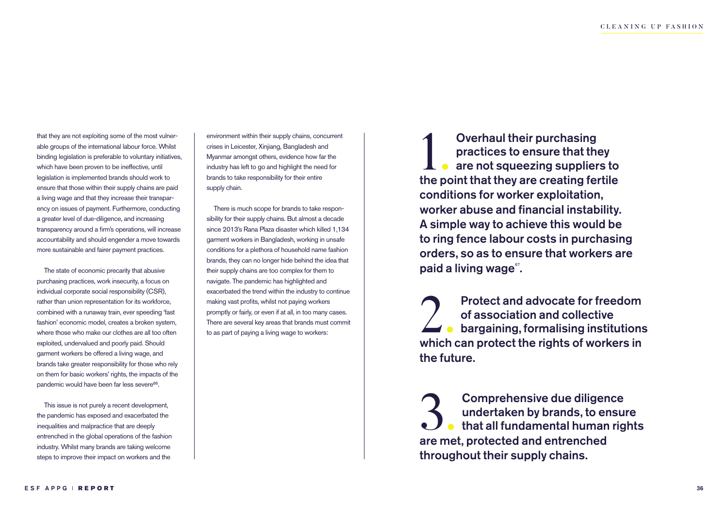that they are not exploiting some of the most vulnerable groups of the international labour force. Whilst binding legislation is preferable to voluntary initiatives, which have been proven to be ineffective, until legislation is implemented brands should work to ensure that those within their supply chains are paid a living wage and that they increase their transparency on issues of payment. Furthermore, conducting a greater level of due-diligence, and increasing transparency around a firm's operations, will increase accountability and should engender a move towards more sustainable and fairer payment practices.

The state of economic precarity that abusive purchasing practices, work insecurity, a focus on individual corporate social responsibility (CSR), rather than union representation for its workforce, combined with a runaway train, ever speeding 'fast fashion' economic model, creates a broken system, where those who make our clothes are all too often exploited, undervalued and poorly paid. Should garment workers be offered a living wage, and brands take greater responsibility for those who rely on them for basic workers' rights, the impacts of the pandemic would have been far less severe[66].

This issue is not purely a recent development, the pandemic has exposed and exacerbated the inequalities and malpractice that are deeply entrenched in the global operations of the fashion industry. Whilst many brands are taking welcome steps to improve their impact on workers and the environment within their supply chains, concurrent crises in Leicester, Xinjiang, Bangladesh and Myanmar amongst others, evidence how far the industry has left to go and highlight the need for brands to take responsibility for their entire supply chain.

There is much scope for brands to take responsibility for their supply chains. But almost a decade since 2013's Rana Plaza disaster which killed 1,134 garment workers in Bangladesh, working in unsafe conditions for a plethora of household name fashion brands, they can no longer hide behind the idea that their supply chains are too complex for them to navigate. The pandemic has highlighted and exacerbated the trend within the industry to continue making vast profits, whilst not paying workers promptly or fairly, or even if at all, in too many cases. There are several key areas that brands must commit to as part of paying a living wage to workers:

1. **Overhaul their purchasing practices to ensure that they are not squeezing suppliers to the point that they are creating fertile conditions for worker exploitation, worker abuse and financial instability. A simple way to achieve this would be to ring fence labour costs in purchasing orders, so as to ensure that workers are paid a living wage[67].**

2. **Protect and advocate for freedom of association and collective bargaining, formalising institutions which can protect the rights of workers in the future.**

3. **Comprehensive due diligence undertaken by brands, to ensure that all fundamental human rights are met, protected and entrenched throughout their supply chains.**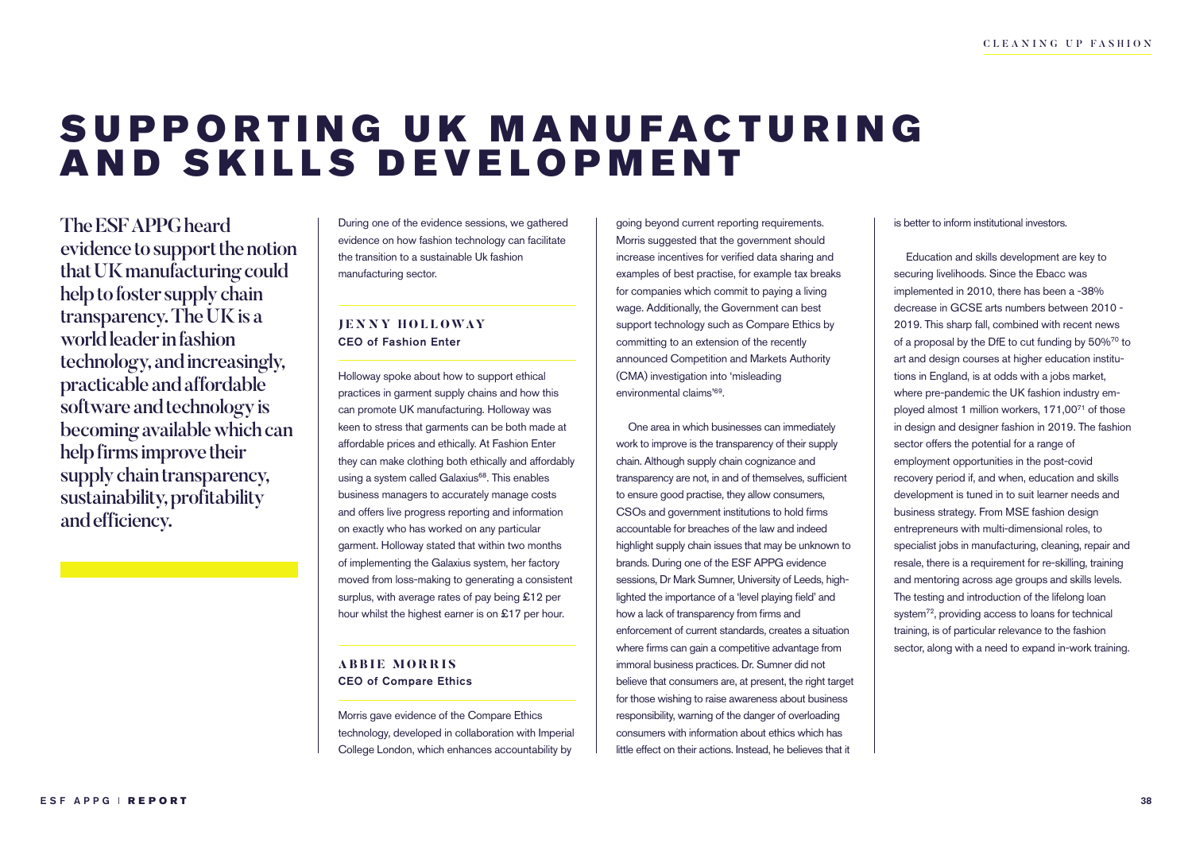# SUPPORTING UK MANUFACTURING AND SKILLS DEVELOPMENT

**The ESF APPG heard evidence to support the notion that UK manufacturing could help to foster supply chain transparency. The UK is a world leader in fashion technology, and increasingly, practicable and affordable software and technology is becoming available which can help firms improve their supply chain transparency, sustainability, profitability and efficiency.**

During one of the evidence sessions, we gathered evidence on how fashion technology can facilitate the transition to a sustainable Uk fashion manufacturing sector.

### JENNY HOLLOWAY
**CEO of Fashion Enter**

Holloway spoke about how to support ethical practices in garment supply chains and how this can promote UK manufacturing. Holloway was keen to stress that garments can be both made at affordable prices and ethically. At Fashion Enter they can make clothing both ethically and affordably using a system called Galaxius[68]. This enables business managers to accurately manage costs and offers live progress reporting and information on exactly who has worked on any particular garment. Holloway stated that within two months of implementing the Galaxius system, her factory moved from loss-making to generating a consistent surplus, with average rates of pay being £12 per hour whilst the highest earner is on £17 per hour.

### ABBIE MORRIS
**CEO of Compare Ethics**

Morris gave evidence of the Compare Ethics technology, developed in collaboration with Imperial College London, which enhances accountability by going beyond current reporting requirements. Morris suggested that the government should increase incentives for verified data sharing and examples of best practise, for example tax breaks for companies which commit to paying a living wage. Additionally, the Government can best support technology such as Compare Ethics by committing to an extension of the recently announced Competition and Markets Authority (CMA) investigation into 'misleading environmental claims'[69].

One area in which businesses can immediately work to improve is the transparency of their supply chain. Although supply chain cognizance and transparency are not, in and of themselves, sufficient to ensure good practise, they allow consumers, CSOs and government institutions to hold firms accountable for breaches of the law and indeed highlight supply chain issues that may be unknown to brands. During one of the ESF APPG evidence sessions, Dr Mark Sumner, University of Leeds, highlighted the importance of a 'level playing field' and how a lack of transparency from firms and enforcement of current standards, creates a situation where firms can gain a competitive advantage from immoral business practices. Dr. Sumner did not believe that consumers are, at present, the right target for those wishing to raise awareness about business responsibility, warning of the danger of overloading consumers with information about ethics which has little effect on their actions. Instead, he believes that it is better to inform institutional investors.

Education and skills development are key to securing livelihoods. Since the Ebacc was implemented in 2010, there has been a -38% decrease in GCSE arts numbers between 2010 - 2019. This sharp fall, combined with recent news of a proposal by the DfE to cut funding by 50%[70] to art and design courses at higher education institutions in England, is at odds with a jobs market, where pre-pandemic the UK fashion industry employed almost 1 million workers, 171,00[71] of those in design and designer fashion in 2019. The fashion sector offers the potential for a range of employment opportunities in the post-covid recovery period if, and when, education and skills development is tuned in to suit learner needs and business strategy. From MSE fashion design entrepreneurs with multi-dimensional roles, to specialist jobs in manufacturing, cleaning, repair and resale, there is a requirement for re-skilling, training and mentoring across age groups and skills levels. The testing and introduction of the lifelong loan system[72], providing access to loans for technical training, is of particular relevance to the fashion sector, along with a need to expand in-work training.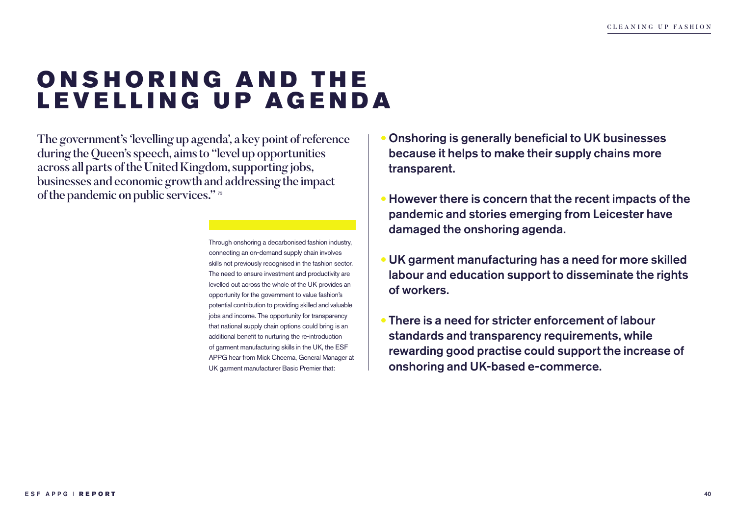# ONSHORING AND THE LEVELLING UP AGENDA

The government's 'levelling up agenda', a key point of reference during the Queen's speech, aims to "level up opportunities across all parts of the United Kingdom, supporting jobs, businesses and economic growth and addressing the impact of the pandemic on public services." [73]

Through onshoring a decarbonised fashion industry, connecting an on-demand supply chain involves skills not previously recognised in the fashion sector. The need to ensure investment and productivity are levelled out across the whole of the UK provides an opportunity for the government to value fashion's potential contribution to providing skilled and valuable jobs and income. The opportunity for transparency that national supply chain options could bring is an additional benefit to nurturing the re-introduction of garment manufacturing skills in the UK, the ESF APPG hear from Mick Cheema, General Manager at UK garment manufacturer Basic Premier that:

- **Onshoring is generally beneficial to UK businesses because it helps to make their supply chains more transparent.**
- **However there is concern that the recent impacts of the pandemic and stories emerging from Leicester have damaged the onshoring agenda.**
- **UK garment manufacturing has a need for more skilled labour and education support to disseminate the rights of workers.**
- **There is a need for stricter enforcement of labour standards and transparency requirements, while rewarding good practise could support the increase of onshoring and UK-based e-commerce.**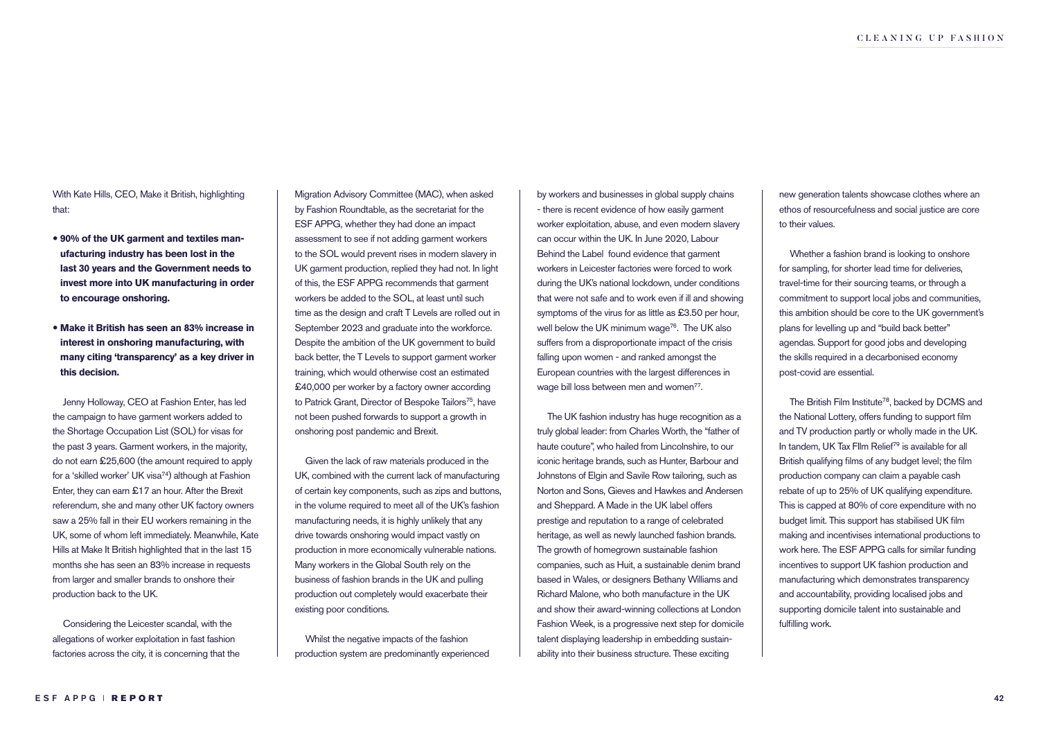With Kate Hills, CEO, Make it British, highlighting that:

- **90% of the UK garment and textiles manufacturing industry has been lost in the last 30 years and the Government needs to invest more into UK manufacturing in order to encourage onshoring.**
- **Make it British has seen an 83% increase in interest in onshoring manufacturing, with many citing 'transparency' as a key driver in this decision.**

Jenny Holloway, CEO at Fashion Enter, has led the campaign to have garment workers added to the Shortage Occupation List (SOL) for visas for the past 3 years. Garment workers, in the majority, do not earn £25,600 (the amount required to apply for a 'skilled worker' UK visa[74]) although at Fashion Enter, they can earn £17 an hour. After the Brexit referendum, she and many other UK factory owners saw a 25% fall in their EU workers remaining in the UK, some of whom left immediately. Meanwhile, Kate Hills at Make It British highlighted that in the last 15 months she has seen an 83% increase in requests from larger and smaller brands to onshore their production back to the UK.

Considering the Leicester scandal, with the allegations of worker exploitation in fast fashion factories across the city, it is concerning that the Migration Advisory Committee (MAC), when asked by Fashion Roundtable, as the secretariat for the ESF APPG, whether they had done an impact assessment to see if not adding garment workers to the SOL would prevent rises in modern slavery in UK garment production, replied they had not. In light of this, the ESF APPG recommends that garment workers be added to the SOL, at least until such time as the design and craft T Levels are rolled out in September 2023 and graduate into the workforce. Despite the ambition of the UK government to build back better, the T Levels to support garment worker training, which would otherwise cost an estimated £40,000 per worker by a factory owner according to Patrick Grant, Director of Bespoke Tailors[75], have not been pushed forwards to support a growth in onshoring post pandemic and Brexit.

Given the lack of raw materials produced in the UK, combined with the current lack of manufacturing of certain key components, such as zips and buttons, in the volume required to meet all of the UK's fashion manufacturing needs, it is highly unlikely that any drive towards onshoring would impact vastly on production in more economically vulnerable nations. Many workers in the Global South rely on the business of fashion brands in the UK and pulling production out completely would exacerbate their existing poor conditions.

Whilst the negative impacts of the fashion production system are predominantly experienced by workers and businesses in global supply chains - there is recent evidence of how easily garment worker exploitation, abuse, and even modern slavery can occur within the UK. In June 2020, Labour Behind the Label found evidence that garment workers in Leicester factories were forced to work during the UK's national lockdown, under conditions that were not safe and to work even if ill and showing symptoms of the virus for as little as £3.50 per hour, well below the UK minimum wage[76]. The UK also suffers from a disproportionate impact of the crisis falling upon women - and ranked amongst the European countries with the largest differences in wage bill loss between men and women[77].

The UK fashion industry has huge recognition as a truly global leader: from Charles Worth, the "father of haute couture", who hailed from Lincolnshire, to our iconic heritage brands, such as Hunter, Barbour and Johnstons of Elgin and Savile Row tailoring, such as Norton and Sons, Gieves and Hawkes and Andersen and Sheppard. A Made in the UK label offers prestige and reputation to a range of celebrated heritage, as well as newly launched fashion brands. The growth of homegrown sustainable fashion companies, such as Huit, a sustainable denim brand based in Wales, or designers Bethany Williams and Richard Malone, who both manufacture in the UK and show their award-winning collections at London Fashion Week, is a progressive next step for domicile talent displaying leadership in embedding sustainability into their business structure. These exciting new generation talents showcase clothes where an ethos of resourcefulness and social justice are core to their values.

Whether a fashion brand is looking to onshore for sampling, for shorter lead time for deliveries, travel-time for their sourcing teams, or through a commitment to support local jobs and communities, this ambition should be core to the UK government's plans for levelling up and "build back better" agendas. Support for good jobs and developing the skills required in a decarbonised economy post-covid are essential.

The British Film Institute[78], backed by DCMS and the National Lottery, offers funding to support film and TV production partly or wholly made in the UK. In tandem, UK Tax FIlm Relief[79] is available for all British qualifying films of any budget level; the film production company can claim a payable cash rebate of up to 25% of UK qualifying expenditure. This is capped at 80% of core expenditure with no budget limit. This support has stabilised UK film making and incentivises international productions to work here. The ESF APPG calls for similar funding incentives to support UK fashion production and manufacturing which demonstrates transparency and accountability, providing localised jobs and supporting domicile talent into sustainable and fulfilling work.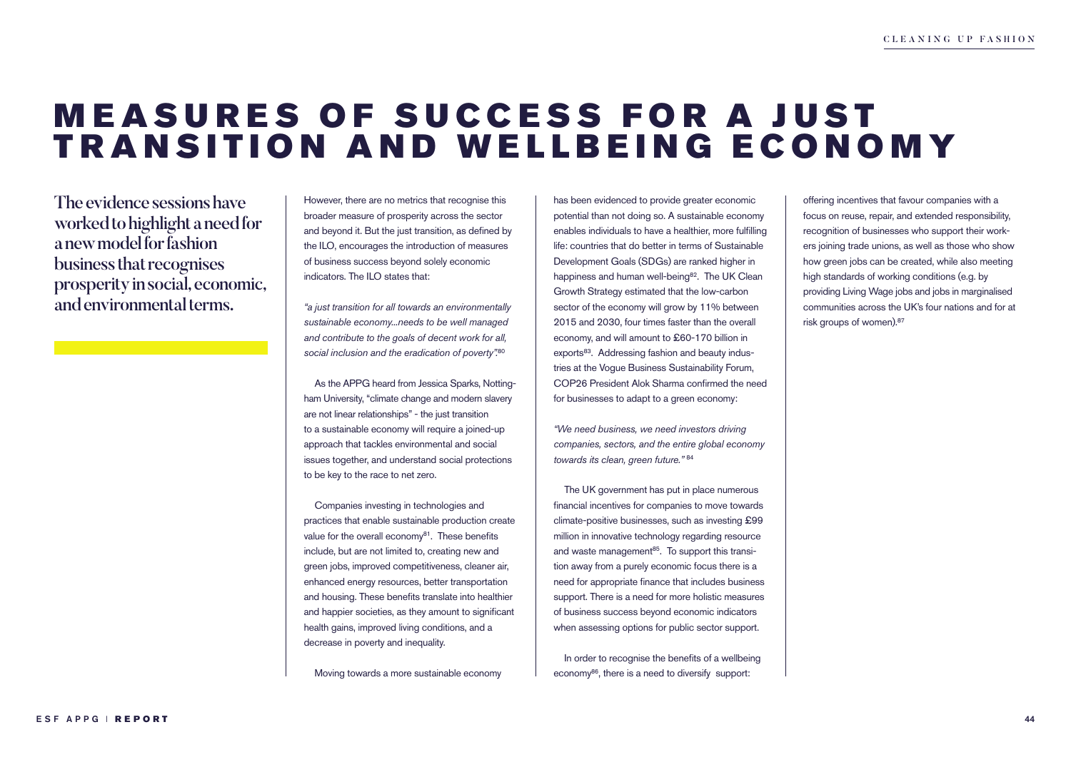# MEASURES OF SUCCESS FOR A JUST TRANSITION AND WELLBEING ECONOMY

**The evidence sessions have worked to highlight a need for a new model for fashion business that recognises prosperity in social, economic, and environmental terms.**

However, there are no metrics that recognise this broader measure of prosperity across the sector and beyond it. But the just transition, as defined by the ILO, encourages the introduction of measures of business success beyond solely economic indicators. The ILO states that:

*"a just transition for all towards an environmentally sustainable economy...needs to be well managed and contribute to the goals of decent work for all, social inclusion and the eradication of poverty".*[80]

As the APPG heard from Jessica Sparks, Nottingham University, "climate change and modern slavery are not linear relationships" - the just transition to a sustainable economy will require a joined-up approach that tackles environmental and social issues together, and understand social protections to be key to the race to net zero.

Companies investing in technologies and practices that enable sustainable production create value for the overall economy[81]. These benefits include, but are not limited to, creating new and green jobs, improved competitiveness, cleaner air, enhanced energy resources, better transportation and housing. These benefits translate into healthier and happier societies, as they amount to significant health gains, improved living conditions, and a decrease in poverty and inequality.

Moving towards a more sustainable economy has been evidenced to provide greater economic potential than not doing so. A sustainable economy enables individuals to have a healthier, more fulfilling life: countries that do better in terms of Sustainable Development Goals (SDGs) are ranked higher in happiness and human well-being[82]. The UK Clean Growth Strategy estimated that the low-carbon sector of the economy will grow by 11% between 2015 and 2030, four times faster than the overall economy, and will amount to £60-170 billion in exports[83]. Addressing fashion and beauty industries at the Vogue Business Sustainability Forum, COP26 President Alok Sharma confirmed the need for businesses to adapt to a green economy:

*"We need business, we need investors driving companies, sectors, and the entire global economy towards its clean, green future."* [84]

The UK government has put in place numerous financial incentives for companies to move towards climate-positive businesses, such as investing £99 million in innovative technology regarding resource and waste management[85]. To support this transition away from a purely economic focus there is a need for appropriate finance that includes business support. There is a need for more holistic measures of business success beyond economic indicators when assessing options for public sector support.

In order to recognise the benefits of a wellbeing economy[86], there is a need to diversify support: offering incentives that favour companies with a focus on reuse, repair, and extended responsibility, recognition of businesses who support their workers joining trade unions, as well as those who show how green jobs can be created, while also meeting high standards of working conditions (e.g. by providing Living Wage jobs and jobs in marginalised communities across the UK's four nations and for at risk groups of women).[87]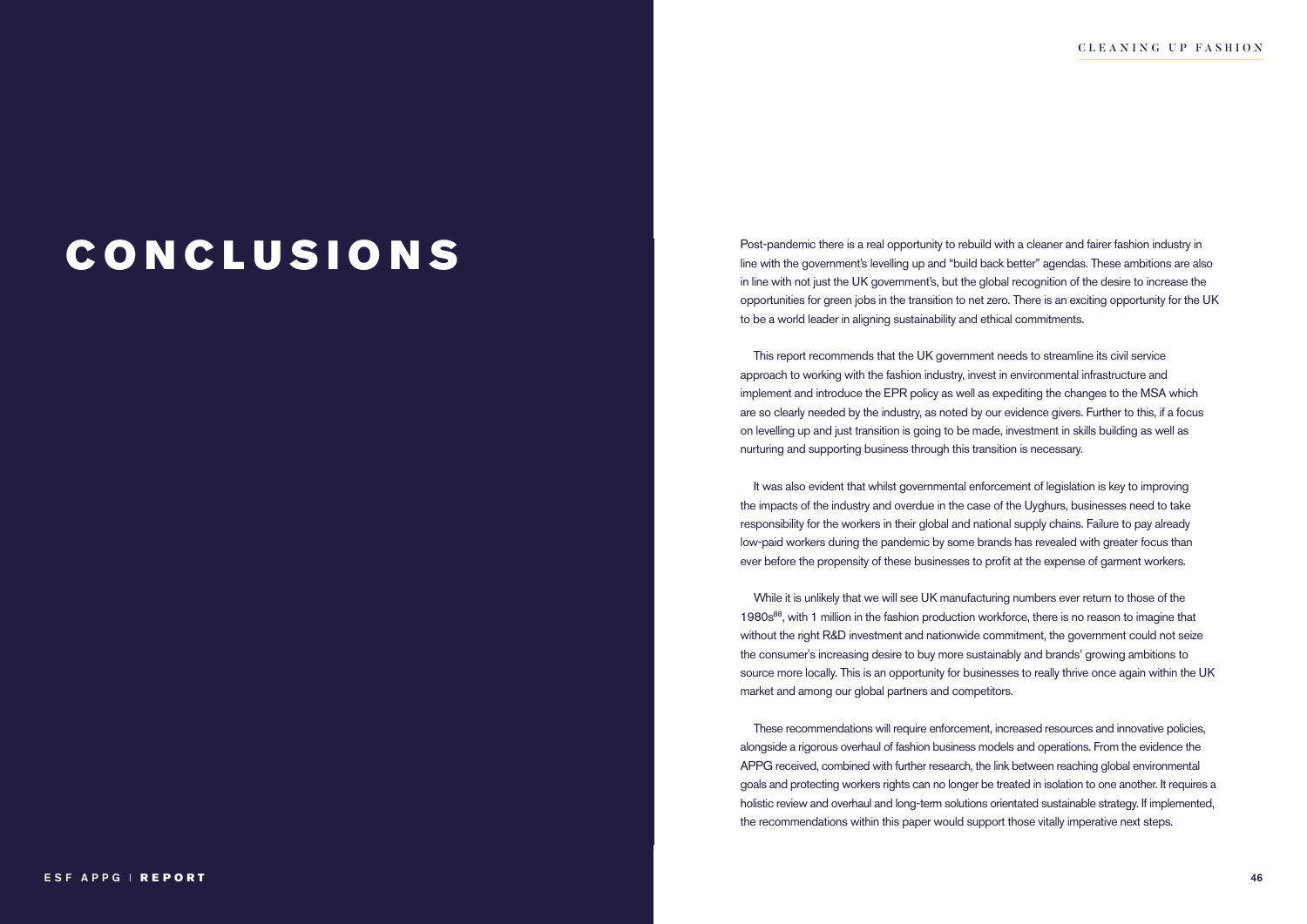# CONCLUSIONS

Post-pandemic there is a real opportunity to rebuild with a cleaner and fairer fashion industry in line with the government's levelling up and "build back better" agendas. These ambitions are also in line with not just the UK government's, but the global recognition of the desire to increase the opportunities for green jobs in the transition to net zero. There is an exciting opportunity for the UK to be a world leader in aligning sustainability and ethical commitments.

This report recommends that the UK government needs to streamline its civil service approach to working with the fashion industry, invest in environmental infrastructure and implement and introduce the EPR policy as well as expediting the changes to the MSA which are so clearly needed by the industry, as noted by our evidence givers. Further to this, if a focus on levelling up and just transition is going to be made, investment in skills building as well as nurturing and supporting business through this transition is necessary.

It was also evident that whilst governmental enforcement of legislation is key to improving the impacts of the industry and overdue in the case of the Uyghurs, businesses need to take responsibility for the workers in their global and national supply chains. Failure to pay already low-paid workers during the pandemic by some brands has revealed with greater focus than ever before the propensity of these businesses to profit at the expense of garment workers.

While it is unlikely that we will see UK manufacturing numbers ever return to those of the 1980s[88], with 1 million in the fashion production workforce, there is no reason to imagine that without the right R&D investment and nationwide commitment, the government could not seize the consumer's increasing desire to buy more sustainably and brands' growing ambitions to source more locally. This is an opportunity for businesses to really thrive once again within the UK market and among our global partners and competitors.

These recommendations will require enforcement, increased resources and innovative policies, alongside a rigorous overhaul of fashion business models and operations. From the evidence the APPG received, combined with further research, the link between reaching global environmental goals and protecting workers rights can no longer be treated in isolation to one another. It requires a holistic review and overhaul and long-term solutions orientated sustainable strategy. If implemented, the recommendations within this paper would support those vitally imperative next steps.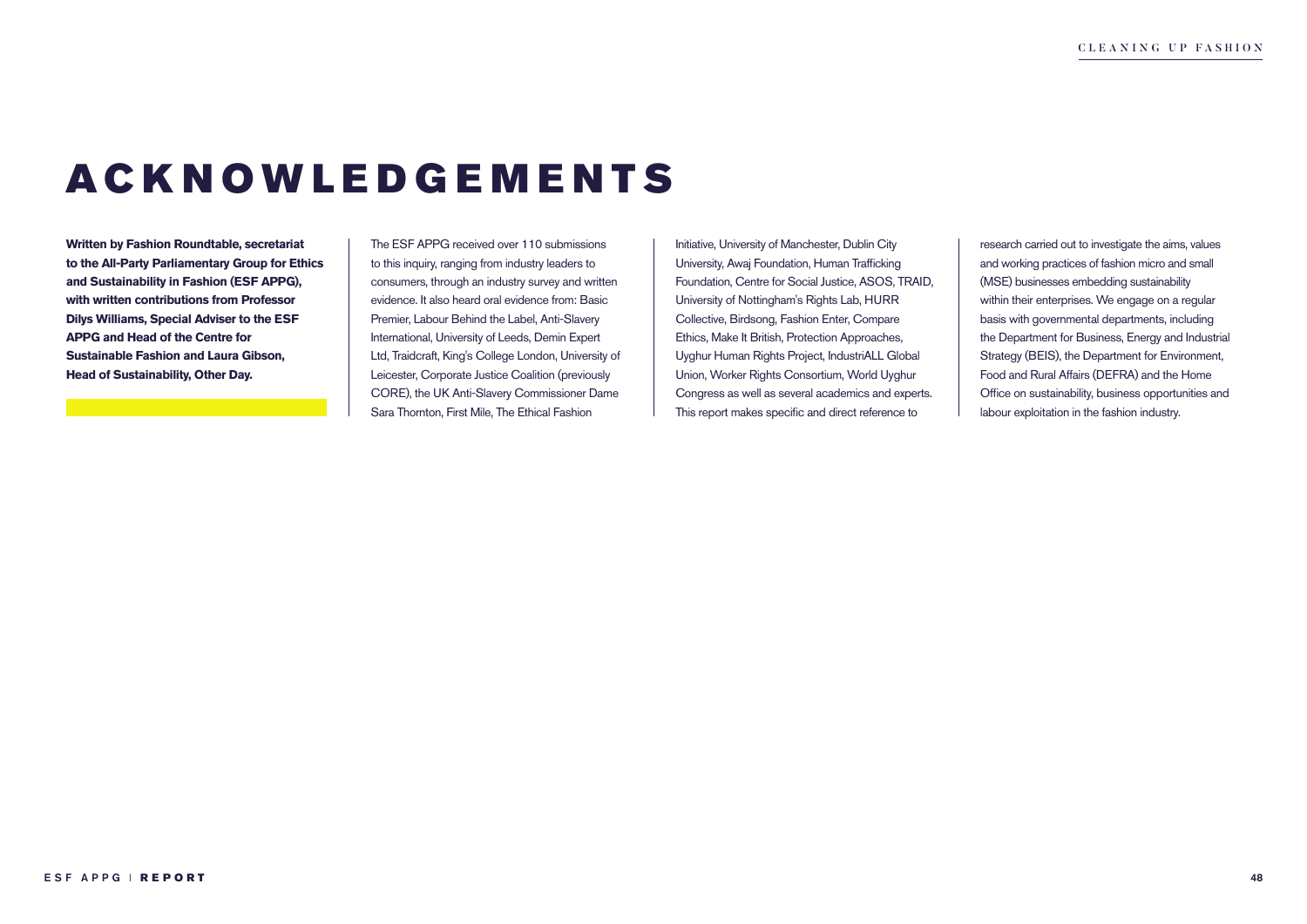# ACKNOWLEDGEMENTS

**Written by Fashion Roundtable, secretariat to the All-Party Parliamentary Group for Ethics and Sustainability in Fashion (ESF APPG), with written contributions from Professor Dilys Williams, Special Adviser to the ESF APPG and Head of the Centre for Sustainable Fashion and Laura Gibson, Head of Sustainability, Other Day.**

The ESF APPG received over 110 submissions to this inquiry, ranging from industry leaders to consumers, through an industry survey and written evidence. It also heard oral evidence from: Basic Premier, Labour Behind the Label, Anti-Slavery International, University of Leeds, Demin Expert Ltd, Traidcraft, King's College London, University of Leicester, Corporate Justice Coalition (previously CORE), the UK Anti-Slavery Commissioner Dame Sara Thornton, First Mile, The Ethical Fashion Initiative, University of Manchester, Dublin City University, Awaj Foundation, Human Trafficking Foundation, Centre for Social Justice, ASOS, TRAID, University of Nottingham's Rights Lab, HURR Collective, Birdsong, Fashion Enter, Compare Ethics, Make It British, Protection Approaches, Uyghur Human Rights Project, IndustriALL Global Union, Worker Rights Consortium, World Uyghur Congress as well as several academics and experts. This report makes specific and direct reference to research carried out to investigate the aims, values and working practices of fashion micro and small (MSE) businesses embedding sustainability within their enterprises. We engage on a regular basis with governmental departments, including the Department for Business, Energy and Industrial Strategy (BEIS), the Department for Environment, Food and Rural Affairs (DEFRA) and the Home Office on sustainability, business opportunities and labour exploitation in the fashion industry.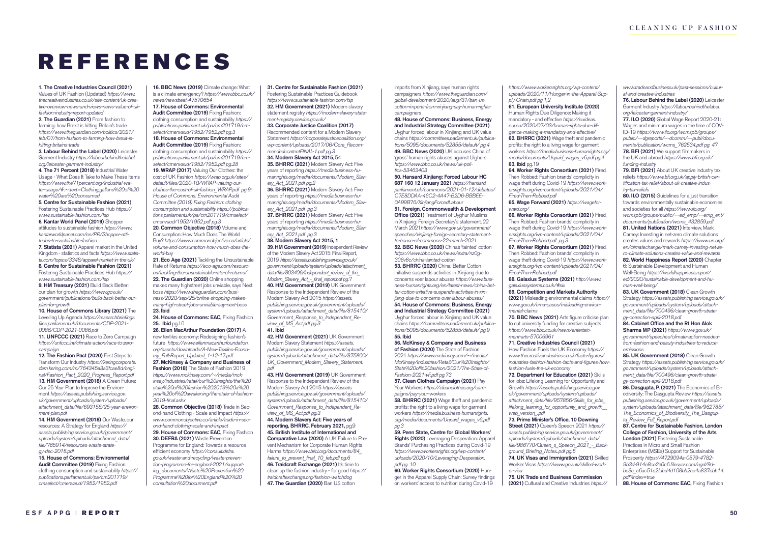# REFERENCES

**1. The Creative Industries Council (2021)** Values of UK Fashion (Updated) *https://www.thecreativeindustries.co.uk/site-content/uk-creative-overview-news-and-views-news-value-of-uk-fashion-industry-report-updated*

**2. The Guardian (2021)** From fashion to farming: how Brexit is hitting Britain's trade *https://www.theguardian.com/politics/2021/feb/07/from-fashion-to-farming-how-brexit-is-hitting-britains-trade*

**3. Labour Behind the Label (2020)** Leicester Garment Industry *https://labourbehindthelabel.org/leicester-garment-industry/*

**4. The 71 Percent (2018)** Industrial Water Usage - What Does It Take to Make These Items *https://www.the71percent.org/industrial-water-usage/#:~:text=Clothing,gallons%20of%20water%20are%20consumed*

**5. Centre for Sustainable Fashion (2021)** Fostering Sustainable Practices Hub *https://www.sustainable-fashion.com/fsp*

**6. Kantar World Panel (2019)** Shopper attitudes to sustainable fashion *https://www.kantarworldpanel.com/en/PR/Shopper-attitudes-to-sustainable-fashion*

**7. Statista (2021)** Apparel market in the United Kingdom - statistics and facts *https://www.statista.com/topics/3348/apparel-market-in-the-uk/*

**8. Centre for Sustainable Fashion (2021)** Fostering Sustainable Practices Hub *https://www.sustainable-fashion.com/fsp*

**9. HM Treasury (2021)** Build Back Better: our plan for growth *https://www.gov.uk/government/publications/build-back-better-our-plan-for-growth*

**10. House of Commons Library (2021)** The Levelling Up Agenda *https://researchbriefings.files.parliament.uk/documents/CDP-2021-0086/CDP-2021-0086.pdf*

**11. UNFCCC (2021)** Race to Zero Campaign *https://unfccc.int/climate-action/race-to-zero-campaign*

**12. The Fashion Pact (2020)** First Steps to Transform Our Industry *https://keringcorporate.dam.kering.com/m/764345a3a3fcae8d/original/Fashion_Pact_2020_Progress_Report.pdf*

**13. HM Government (2018)** A Green Future: Our 25 Year Plan to Improve the Environment *https://assets.publishing.service.gov.uk/government/uploads/system/uploads/attachment_data/file/693158/25-year-environment-plan.pdf*

**14. HM Government (2018)** Our Waste, our resources: A Strategy for England *https://assets.publishing.service.gov.uk/government/uploads/system/uploads/attachment_data/file/765914/resources-waste-strategy-dec-2018.pdf*

**15. House of Commons: Environmental Audit Committee (2019)** Fixing Fashion: clothing consumption and sustainability *https://publications.parliament.uk/pa/cm201719/cmselect/cmenvaud/1952/1952.pdf*

**16. BBC News (2019)** Climate change: What is a climate emergency? *https://www.bbc.co.uk/news/newsbeat-47570654*

**17. House of Commons: Environmental Audit Committee (2019)** Fixing Fashion: clothing consumption and sustainability *https://publications.parliament.uk/pa/cm201719/cmselect/cmenvaud/1952/1952.pdf pg.3*

**18. House of Commons: Environmental Audit Committee (2019)** Fixing Fashion: clothing consumption and sustainability *https://publications.parliament.uk/pa/cm201719/cmselect/cmenvaud/1952/1952.pdf pg.28*

**19. WRAP (2017)** Valuing Our Clothes: the cost of UK Fashion *https://wrap.org.uk/sites/default/files/2020-10/WRAP-valuing-our-clothes-the-cost-of-uk-fashion_WRAP.pdf pg.9; House of Commons: Environmental Audit Committee (2019) Fixing Fashion: clothing consumption and sustainability https://publications.parliament.uk/pa/cm201719/cmselect/cmenvaud/1952/1952.pdf pg.3*

**20. Common Objective (2018)** Volume and Consumption: How Much Does The World Buy? *https://www.commonobjective.co/article/volume-and-consumption-how-much-does-the-world-buy*

**21. Eco Age (2021)** Tackling the Unsustainable Rate of Returns *https://eco-age.com/resources/tackling-the-unsustainable-rate-of-returns/*

**22. The Guardian (2020)** Online shopping makes many highstreet jobs unviable, says Next boss *https://www.theguardian.com/business/2020/sep/25/online-shopping-makes-many-high-street-jobs-unviable-say-next-boss*

**23. Ibid**

**24. House of Commons: EAC,** Fixing Fashion

**25. Ibid** pg.10

**26. Ellen MacArthur Foundation (2017)** A new textiles economy: Redesigning fashion's future *https://www.ellenmacarthurfoundation.org/assets/downloads/A-New-Textiles-Economy_Full-Report_Updated_1-12-17.pdf*

**27. McKinsey & Company and Business of Fashion (2018)** The State of Fashion 2019 *https://www.mckinsey.com/~/media/mckinsey/industries/retail/our%20insights/the%20state%20of%20fashion%202019%20a%20year%20of%20awakening/the-state-of-fashion-2019-final.ashx*

**28. Common Objective (2018)** Trade in Second-hand Clothing - Scale and Impact *https://www.commonobjective.co/article/trade-in-second-hand-clothing-scale-and-impact*

**29. House of Commons: EAC,** Fixing Fashion

**30. DEFRA (2021)** Waste Prevention Programme for England: Towards a resource efficient economy *https://consult.defra.gov.uk/waste-and-recycling/waste-prevention-programme-for-england-2021/supporting_documents/Waste%20Prevention%20Programme%20for%20England%20%20consultation%20document.pdf*

**31. Centre for Sustainable Fashion (2021)** Fostering Sustainable Practices Guidebook *https://www.sustainable-fashion.com/fsp*

**32. HM Government (2021)** Modern slavery statement registry *https://modern-slavery-statement-registry.service.gov.uk/*

**33. Corporate Justice Coalition (2017)** Recommended content for a Modern Slavery Statement *https://corporatejusticecoalition.org/wp-content/uploads/2017/06/Core_RecommendedcontentFINAL-1.pdf pg.3*

**34. Modern Slavery Act 2015**, 54

**35. BHRRC (2021)** Modern Slavery Act: Five years of reporting *https://media.business-humanrights.org/media/documents/Modern_Slavery_Act_2021.pdf pg.2*

**36. BHRRC (2021)** Modern Slavery Act: Five years of reporting *https://media.business-humanrights.org/media/documents/Modern_Slavery_Act_2021.pdf pg.3*

**37. BHRRC (2021)** Modern Slavery Act: Five years of reporting *https://media.business-humanrights.org/media/documents/Modern_Slavery_Act_2021.pdf pg.3*

**38. Modern Slavery Act 2015, 1**

**39. HM Government (2019)** Independent Review of the Modern Slavery Act 2015: Final Report, 2019, *https://assets.publishing.service.gov.uk/government/uploads/system/uploads/attachment_data/file/803406/Independent_review_of_the_Modern_Slavery_Act_-_final_report.pdf pg.7*

**40. HM Government (2019)** UK Government Response to the Independent Review of the Modern Slavery Act 2015 *https://assets.publishing.service.gov.uk/government/uploads/system/uploads/attachment_data/file/815410/Government_Response_to_Independent_Review_of_MS_Act.pdf pg.3*

**41. Ibid**

**42. HM Government (2021)** UK Government Modern Slavery Statement *https://assets.publishing.service.gov.uk/government/uploads/system/uploads/attachment_data/file/875800/UK_Government_Modern_Slavery_Statement.pdf*

**43. HM Government (2019)** UK Government Response to the Independent Review of the Modern Slavery Act 2015 *https://assets.publishing.service.gov.uk/government/uploads/system/uploads/attachment_data/file/815410/Government_Response_to_Independent_Review_of_MS_Act.pdf pg.3*

**44. Modern Slavery Act: Five years of reporting, BHRRC, February 2021,** pg.9

**45. British Institute of International and Comparative Law (2020)** A UK Failure to Prevent Mechanism for Corporate Human Rights Harms *https://www.biicl.org/documents/84_failure_to_prevent_final_10_feb.pdf pg.6*

**46. Traidcraft Exchange (2021)** It's time to clean up the fashion industry - for good *https://traidcraftexchange.org/fashion-watchdog*

**47. The Guardian (2020)** Ban US cotton imports from Xinjiang, says human rights campaigners *https://www.theguardian.com/global-development/2020/aug/31/ban-us-cotton-imports-from-xinjiang-say-human-rights-campaigners*

**48. House of Commons: Business, Energy and Industrial Strategy Committee (2021)** Uyghur forced labour in Xinjiang and UK value chains *https://committees.parliament.uk/publications/5095/documents/52855/default/ pg.4*

**49. BBC News (2020)** UK accuses China of 'gross' human rights abuses against Uighurs *https://www.bbc.co.uk/news/uk-politics-53463403*

**50. Hansard Xinjiang: Forced Labour HC 687 160 12 January 2021** *https://hansard.parliament.uk/commons/2021-01-12/debates/C7E8DDAA-46C2-4A47-B2D6-BBBEE0A99B76/XinjiangForcedLabour*

**51. Foreign, Commonwealth & Development Office (2021)** Treatment of Uyghur Muslims in Xinjiang: Foreign Secretary's statement, 22 March 2021 *https://www.gov.uk/government/speeches/xinjiang-foreign-secretary-statement-to-house-of-commons-22-march-2021*

**52. BBC News (2020)** China's 'tainted' cotton *https://www.bbc.co.uk/news/extra/nz0g306v8c/china-tainted-cotton*

**53. BHRRC (2020)** China: Better Cotton Initiative suspends activities in Xinjiang due to concerns voer labour abuses *https://www.business-humanrights.org/en/latest-news/china-better-cotton-initiative-suspends-activities-in-xinjiang-due-to-concerns-over-labour-abuses/*

**54. House of Commons: Business, Energy and Industrial Strategy Committee (2021)** Uyghur forced labour in Xinjiang and UK value chains *https://committees.parliament.uk/publications/5095/documents/52855/default/ pg.9*

**55. Ibid**

**56. McKinsey & Company and Business of Fashion (2020)** The State of Fashion 2021 *https://www.mckinsey.com/~/media/McKinsey/Industries/Retail/Our%20Insights/State%20of%20fashion/2021/The-State-of-Fashion-2021-vF.pdf pg.73*

**57. Clean Clothes Campaign (2021)** Pay Your Workers *https://cleanclothes.org/campaigns/pay-your-workers*

**58. BHRRC (2021)** Wage theft and pandemic profits: the right to a living wage for garment workers *https://media.business-humanrights.org/media/documents/Unpaid_wages_v6.pdf pg.3*

**59. Penn State, Centre for Global Workers' Rights (2020)** Leveraging Desperation: Apparel Brands' Purchasing Practices during Covid-19 *https://www.workersrights.org/wp-content/uploads/2020/10/Leveraging-Desperation.pdf pg. 10*

**60. Worker Rights Consortium (2020)** Hunger in the Apparel Supply Chain: Survey findings on workers' access to nutrition during Covid-19 *https://www.workersrights.org/wp-content/uploads/2020/11/Hunger-in-the-Apparel-Supply-Chain.pdf pg.1,2*

**61. European University Institute (2020)** Human Rights Due Diligence: Making it mandatory - and effective *https://euideas.eui.eu/2020/07/03/human-rights-due-diligence-making-it-mandatory-and-effective/*

**62. BHRRC (2021)** Wage theft and pandemic profits: the right to a living wage for garment workers *https://media.business-humanrights.org/media/documents/Unpaid_wages_v6.pdf pg.4*

**63. Ibid** pg.19

**64. Worker Rights Consortium (2021)** Fired, Then Robbed: Fashion brands' complicity in wage theft during Covid-19 *https://www.workersrights.org/wp-content/uploads/2021/04/Fired-Then-Robbed.pdf*

**65. Wage Forward (2021)** *https://wageforward.org/*

**66. Worker Rights Consortium (2021)** Fired, Then Robbed: Fashion brands' complicity in wage theft during Covid-19 *https://www.workersrights.org/wp-content/uploads/2021/04/Fired-Then-Robbed.pdf pg.3*

**67. Worker Rights Consortium (2021)** Fired, Then Robbed: Fashion brands' complicity in wage theft during Covid-19 *https://www.workersrights.org/wp-content/uploads/2021/04/Fired-Then-Robbed.pdf*

**68. Galaxius Systems (2021)** *http://www.galaxiussystems.co.uk/#six*

**69. Competition and Markets Authority (2021)** Misleading environmental claims *https://www.gov.uk/cma-cases/misleading-environmental-claims*

**70. BBC News (2021)** Arts figure criticise plan to cut university funding for creative subjects *https://www.bbc.co.uk/news/entertainment-arts-57006961*

**71. Creative Industries Council (2021)** How Fashion Fuels the UK Economy *https://www.thecreativeindustries.co.uk/facts-figures/industries-fashion-fashion-facts-and-figures-how-fashion-fuels-the-uk-economy*

**72. Department for Education (2021)** Skills for jobs: Lifelong Learning for Opportunity and Growth *https://assets.publishing.service.gov.uk/government/uploads/system/uploads/attachment_data/file/957856/Skills_for_jobs_lifelong_learning_for_opportunity_and_growth__web_version_.pdf*

**73. Prime Minister's Office, 10 Downing Street (2021)** Queen's Speech 2021 *https://assets.publishing.service.gov.uk/government/uploads/system/uploads/attachment_data/file/986770/Queen_s_Speech_2021_-_Background_Briefing_Notes..pdf pg.5*

**74. UK Visas and Immigration (2021)** Skilled Worker Visas *https://www.gov.uk/skilled-worker-visa*

**75. UK Trade and Business Commission (2021)** Cultural and Creative Industries *https://www.tradeandbusiness.uk/past-sessions/cultural-and-creative-industries*

**76. Labour Behind the Label (2020)** Leicester Garment Industry *https://labourbehindthelabel.org/leicester-garment-industry/*

**77. ILO (2020)** Global Wage Report 2020-21: Wages and minimum wages in the time of COVID-19 *https://www.ilo.org/wcmsp5/groups/public/---dgreports/---dcomm/---publ/documents/publication/wcms_762534.pdf pg. 47*

**78. BFI (2021)** We support filmmakers in the UK and abroad *https://www.bfi.org.uk/funding-industry*

**79. BFI (2021)** About UK creative industry tax reliefs *https://www.bfi.org.uk/apply-british-certification-tax-relief/about-uk-creative-industry-tax-reliefs*

**80. ILO (2015)** Guidelines for a just transition towards environmentally sustainable economies and societies for all *https://www.ilo.org/wcmsp5/groups/public/---ed_emp/---emp_ent/documents/publication/wcms_432859.pdf*

**81. United Nations (2021)** Interview, Mark Carney: Investing in net-zero climate solutions creates values and rewards *https://www.un.org/en/climatechange/mark-carney-investing-net-zero-climate-solutions-creates-value-and-rewards*

**82. World Happiness Report (2020)** Chapter 6: Sustainable Development and Human Well-Being *https://worldhappiness.report/ed/2020/sustainable-development-and-human-well-being/*

**83. UK Government (2018)** Clean Growth Strategy *https://assets.publishing.service.gov.uk/government/uploads/system/uploads/attachment_data/file/700496/clean-growth-strategy-correction-april-2018.pdf*

**84. Cabinet Office and the Rt Hon Alok Sharma MP (2021)** *https://www.gov.uk/government/speeches/climate-action-needed-from-fashion-and-beauty-industries-to-reduce-emissions*

**85. UK Government (2018)** Clean Growth Strategy *https://assets.publishing.service.gov.uk/government/uploads/system/uploads/attachment_data/file/700496/clean-growth-strategy-correction-april-2018.pdf*

**86. Dasgupta, P. (2021)** The Economics of Biodiversity: The Dasgupta Review *https://assets.publishing.service.gov.uk/government/uploads/system/uploads/attachment_data/file/962785/The_Economics_of_Biodiversity_The_Dasgupta_Review_Full_Report.pdf*

**87. Centre for Sustainable Fashion, London College of Fashion, University of the Arts London (2021)** Fostering Sustainable Practices in Micro and Small Fashion Enterprises (MSEs) Support for Sustainable Prosperity *https://4729094a-0579-4782-9b3d-914e8ce2e0c6.filesusr.com/ugd/9dbc3c_c6ac51e2fded4d108bb2ce4a837cbb14.pdf?index=true*

**88. House of Commons: EAC,** Fixing Fashion